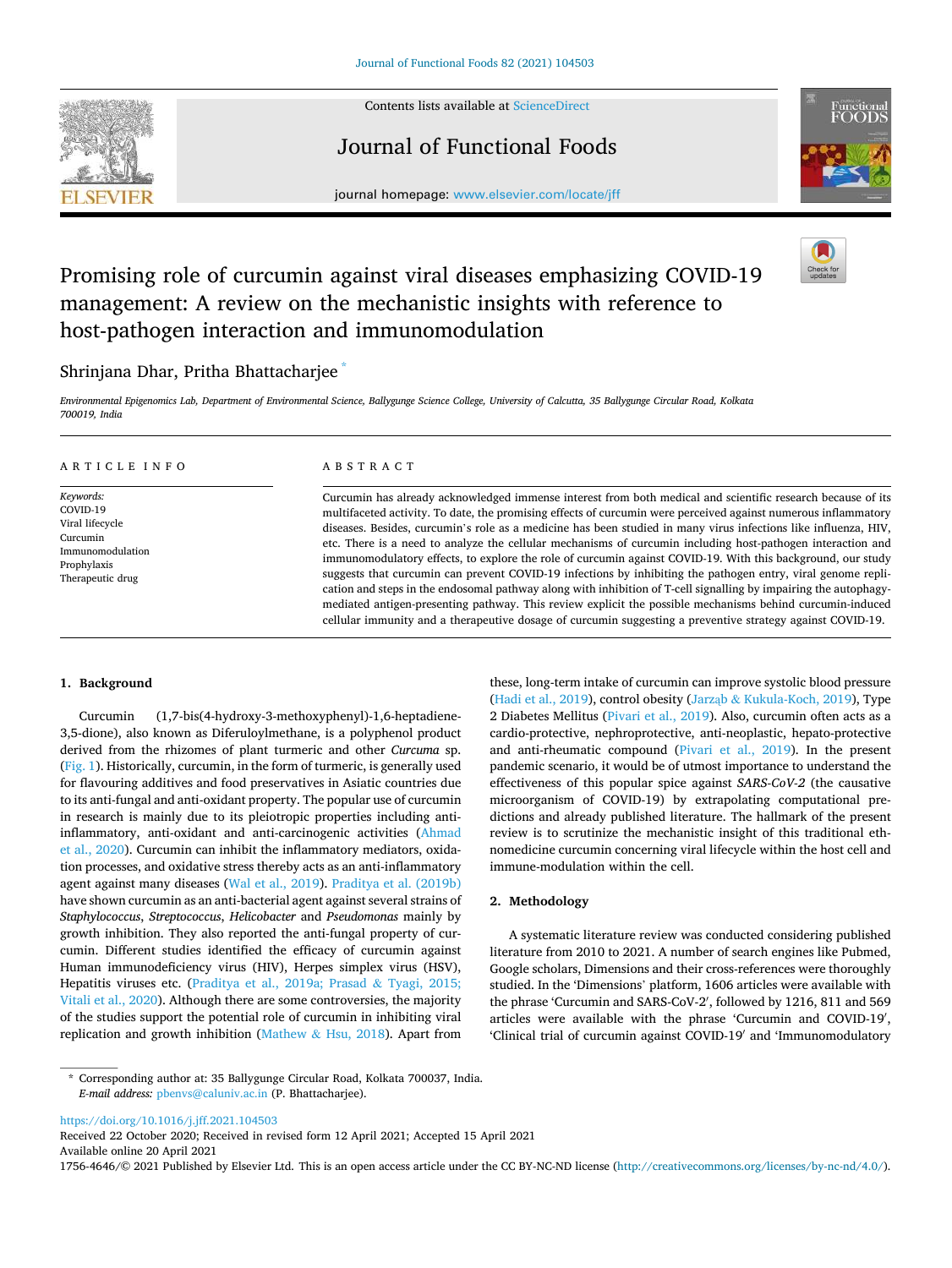# Promising role of curcumin against viral diseases emphasizing COVID-19 management: A review on the mechanistic insights with reference to host-pathogen interaction and immunomodulation

Shrinjana Dhar, Pritha Bhattacharjee *

*Environmental Epigenomics Lab, Department of Environmental Science, Ballygunge Science College, University of Calcutta, 35 Ballygunge Circular Road, Kolkata 700019, India*

## ARTICLE INFO

*Keywords:*
COVID-19
Viral lifecycle
Curcumin
Immunomodulation
Prophylaxis
Therapeutic drug

## ABSTRACT

Curcumin has already acknowledged immense interest from both medical and scientific research because of its multifaceted activity. To date, the promising effects of curcumin were perceived against numerous inflammatory diseases. Besides, curcumin's role as a medicine has been studied in many virus infections like influenza, HIV, etc. There is a need to analyze the cellular mechanisms of curcumin including host-pathogen interaction and immunomodulatory effects, to explore the role of curcumin against COVID-19. With this background, our study suggests that curcumin can prevent COVID-19 infections by inhibiting the pathogen entry, viral genome replication and steps in the endosomal pathway along with inhibition of T-cell signalling by impairing the autophagy-mediated antigen-presenting pathway. This review explicit the possible mechanisms behind curcumin-induced cellular immunity and a therapeutic dosage of curcumin suggesting a preventive strategy against COVID-19.

## 1. Background

Curcumin (1,7-bis(4-hydroxy-3-methoxyphenyl)-1,6-heptadiene-3,5-dione), also known as Diferuloylmethane, is a polyphenol product derived from the rhizomes of plant turmeric and other *Curcuma* sp. (Fig. 1). Historically, curcumin, in the form of turmeric, is generally used for flavouring additives and food preservatives in Asiatic countries due to its anti-fungal and anti-oxidant property. The popular use of curcumin in research is mainly due to its pleiotropic properties including anti-inflammatory, anti-oxidant and anti-carcinogenic activities (Ahmad et al., 2020). Curcumin can inhibit the inflammatory mediators, oxidation processes, and oxidative stress thereby acts as an anti-inflammatory agent against many diseases (Wal et al., 2019). Praditya et al. (2019b) have shown curcumin as an anti-bacterial agent against several strains of *Staphylococcus*, *Streptococcus*, *Helicobacter* and *Pseudomonas* mainly by growth inhibition. They also reported the anti-fungal property of curcumin. Different studies identified the efficacy of curcumin against Human immunodeficiency virus (HIV), Herpes simplex virus (HSV), Hepatitis viruses etc. (Praditya et al., 2019a; Prasad & Tyagi, 2015; Vitali et al., 2020). Although there are some controversies, the majority of the studies support the potential role of curcumin in inhibiting viral replication and growth inhibition (Mathew & Hsu, 2018). Apart from these, long-term intake of curcumin can improve systolic blood pressure (Hadi et al., 2019), control obesity (Jarząb & Kukula-Koch, 2019), Type 2 Diabetes Mellitus (Pivari et al., 2019). Also, curcumin often acts as a cardio-protective, nephroprotective, anti-neoplastic, hepato-protective and anti-rheumatic compound (Pivari et al., 2019). In the present pandemic scenario, it would be of utmost importance to understand the effectiveness of this popular spice against *SARS-CoV-2* (the causative microorganism of COVID-19) by extrapolating computational predictions and already published literature. The hallmark of the present review is to scrutinize the mechanistic insight of this traditional ethnomedicine curcumin concerning viral lifecycle within the host cell and immune-modulation within the cell.

## 2. Methodology

A systematic literature review was conducted considering published literature from 2010 to 2021. A number of search engines like Pubmed, Google scholars, Dimensions and their cross-references were thoroughly studied. In the 'Dimensions' platform, 1606 articles were available with the phrase 'Curcumin and SARS-CoV-2′, followed by 1216, 811 and 569 articles were available with the phrase 'Curcumin and COVID-19′, 'Clinical trial of curcumin against COVID-19′ and 'Immunomodulatory

\* Corresponding author at: 35 Ballygunge Circular Road, Kolkata 700037, India.
*E-mail address:* pbenvs@caluniv.ac.in (P. Bhattacharjee).

https://doi.org/10.1016/j.jff.2021.104503
Received 22 October 2020; Received in revised form 12 April 2021; Accepted 15 April 2021
Available online 20 April 2021
1756-4646/© 2021 Published by Elsevier Ltd. This is an open access article under the CC BY-NC-ND license (http://creativecommons.org/licenses/by-nc-nd/4.0/).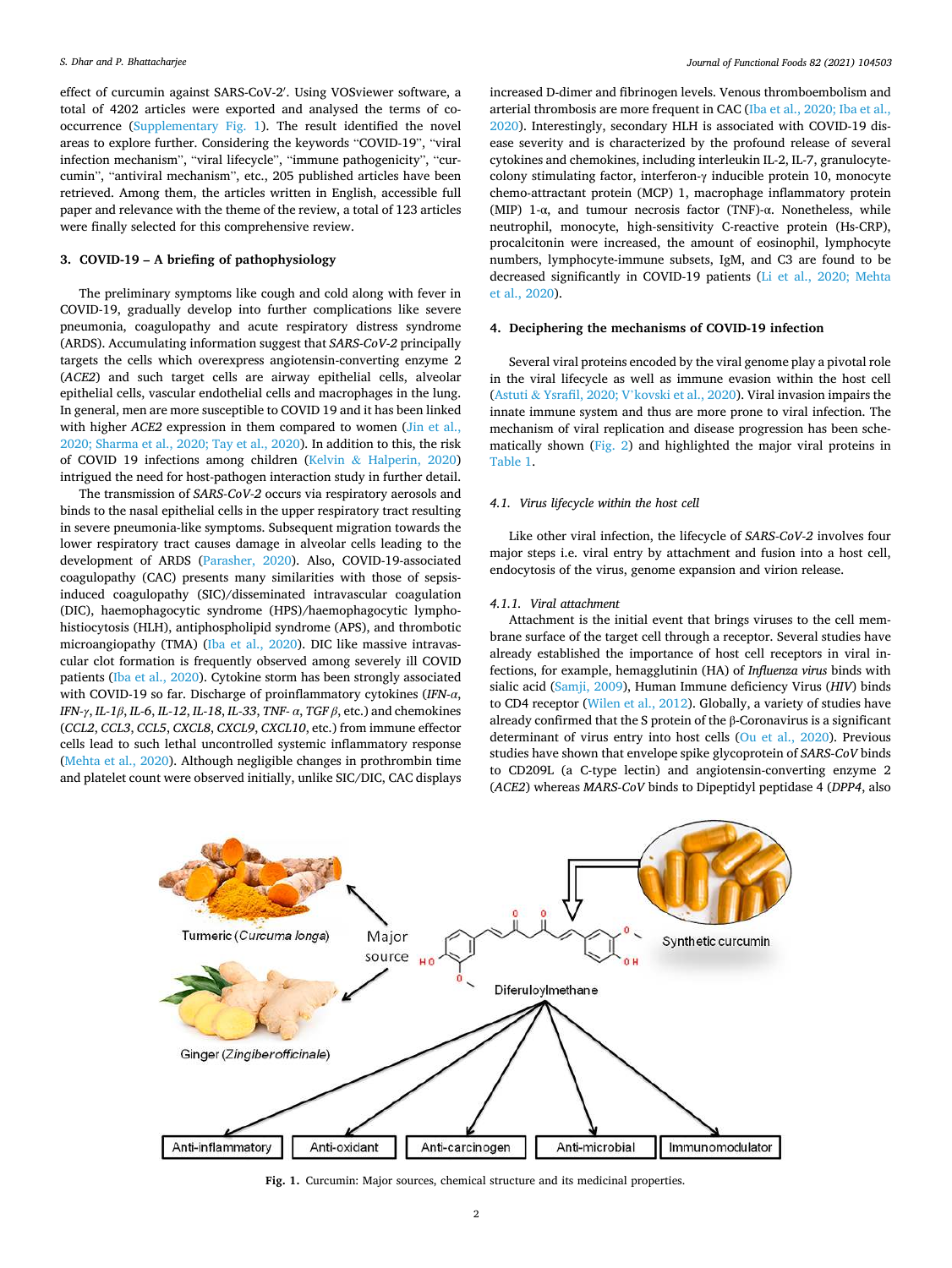effect of curcumin against SARS-CoV-2′. Using VOSviewer software, a total of 4202 articles were exported and analysed the terms of co-occurrence (Supplementary Fig. 1). The result identified the novel areas to explore further. Considering the keywords "COVID-19", "viral infection mechanism", "viral lifecycle", "immune pathogenicity", "curcumin", "antiviral mechanism", etc., 205 published articles have been retrieved. Among them, the articles written in English, accessible full paper and relevance with the theme of the review, a total of 123 articles were finally selected for this comprehensive review.

## 3. COVID-19 – A briefing of pathophysiology

The preliminary symptoms like cough and cold along with fever in COVID-19, gradually develop into further complications like severe pneumonia, coagulopathy and acute respiratory distress syndrome (ARDS). Accumulating information suggest that *SARS-CoV-2* principally targets the cells which overexpress angiotensin-converting enzyme 2 (*ACE2*) and such target cells are airway epithelial cells, alveolar epithelial cells, vascular endothelial cells and macrophages in the lung. In general, men are more susceptible to COVID 19 and it has been linked with higher *ACE2* expression in them compared to women (Jin et al., 2020; Sharma et al., 2020; Tay et al., 2020). In addition to this, the risk of COVID 19 infections among children (Kelvin & Halperin, 2020) intrigued the need for host-pathogen interaction study in further detail.

The transmission of *SARS-CoV-2* occurs via respiratory aerosols and binds to the nasal epithelial cells in the upper respiratory tract resulting in severe pneumonia-like symptoms. Subsequent migration towards the lower respiratory tract causes damage in alveolar cells leading to the development of ARDS (Parasher, 2020). Also, COVID-19-associated coagulopathy (CAC) presents many similarities with those of sepsis-induced coagulopathy (SIC)/disseminated intravascular coagulation (DIC), haemophagocytic syndrome (HPS)/haemophagocytic lymphohistiocytosis (HLH), antiphospholipid syndrome (APS), and thrombotic microangiopathy (TMA) (Iba et al., 2020). DIC like massive intravascular clot formation is frequently observed among severely ill COVID patients (Iba et al., 2020). Cytokine storm has been strongly associated with COVID-19 so far. Discharge of proinflammatory cytokines (*IFN-α*, *IFN-γ*, *IL-1β*, *IL-6*, *IL-12*, *IL-18*, *IL-33*, *TNF- α*, *TGF β*, etc.) and chemokines (*CCL2*, *CCL3*, *CCL5*, *CXCL8*, *CXCL9*, *CXCL10*, etc.) from immune effector cells lead to such lethal uncontrolled systemic inflammatory response (Mehta et al., 2020). Although negligible changes in prothrombin time and platelet count were observed initially, unlike SIC/DIC, CAC displays increased D-dimer and fibrinogen levels. Venous thromboembolism and arterial thrombosis are more frequent in CAC (Iba et al., 2020; Iba et al., 2020). Interestingly, secondary HLH is associated with COVID-19 disease severity and is characterized by the profound release of several cytokines and chemokines, including interleukin IL-2, IL-7, granulocyte-colony stimulating factor, interferon-γ inducible protein 10, monocyte chemo-attractant protein (MCP) 1, macrophage inflammatory protein (MIP) 1-α, and tumour necrosis factor (TNF)-α. Nonetheless, while neutrophil, monocyte, high-sensitivity C-reactive protein (Hs-CRP), procalcitonin were increased, the amount of eosinophil, lymphocyte numbers, lymphocyte-immune subsets, IgM, and C3 are found to be decreased significantly in COVID-19 patients (Li et al., 2020; Mehta et al., 2020).

## 4. Deciphering the mechanisms of COVID-19 infection

Several viral proteins encoded by the viral genome play a pivotal role in the viral lifecycle as well as immune evasion within the host cell (Astuti & Ysrafil, 2020; V'kovski et al., 2020). Viral invasion impairs the innate immune system and thus are more prone to viral infection. The mechanism of viral replication and disease progression has been schematically shown (Fig. 2) and highlighted the major viral proteins in Table 1.

### 4.1. Virus lifecycle within the host cell

Like other viral infection, the lifecycle of *SARS-CoV-2* involves four major steps i.e. viral entry by attachment and fusion into a host cell, endocytosis of the virus, genome expansion and virion release.

#### 4.1.1. Viral attachment

Attachment is the initial event that brings viruses to the cell membrane surface of the target cell through a receptor. Several studies have already established the importance of host cell receptors in viral infections, for example, hemagglutinin (HA) of *Influenza virus* binds with sialic acid (Samji, 2009), Human Immune deficiency Virus (*HIV*) binds to CD4 receptor (Wilen et al., 2012). Globally, a variety of studies have already confirmed that the S protein of the β-Coronavirus is a significant determinant of virus entry into host cells (Ou et al., 2020). Previous studies have shown that envelope spike glycoprotein of *SARS-CoV* binds to CD209L (a C-type lectin) and angiotensin-converting enzyme 2 (*ACE2*) whereas *MARS-CoV* binds to Dipeptidyl peptidase 4 (*DPP4*, also

**Fig. 1.** Curcumin: Major sources, chemical structure and its medicinal properties.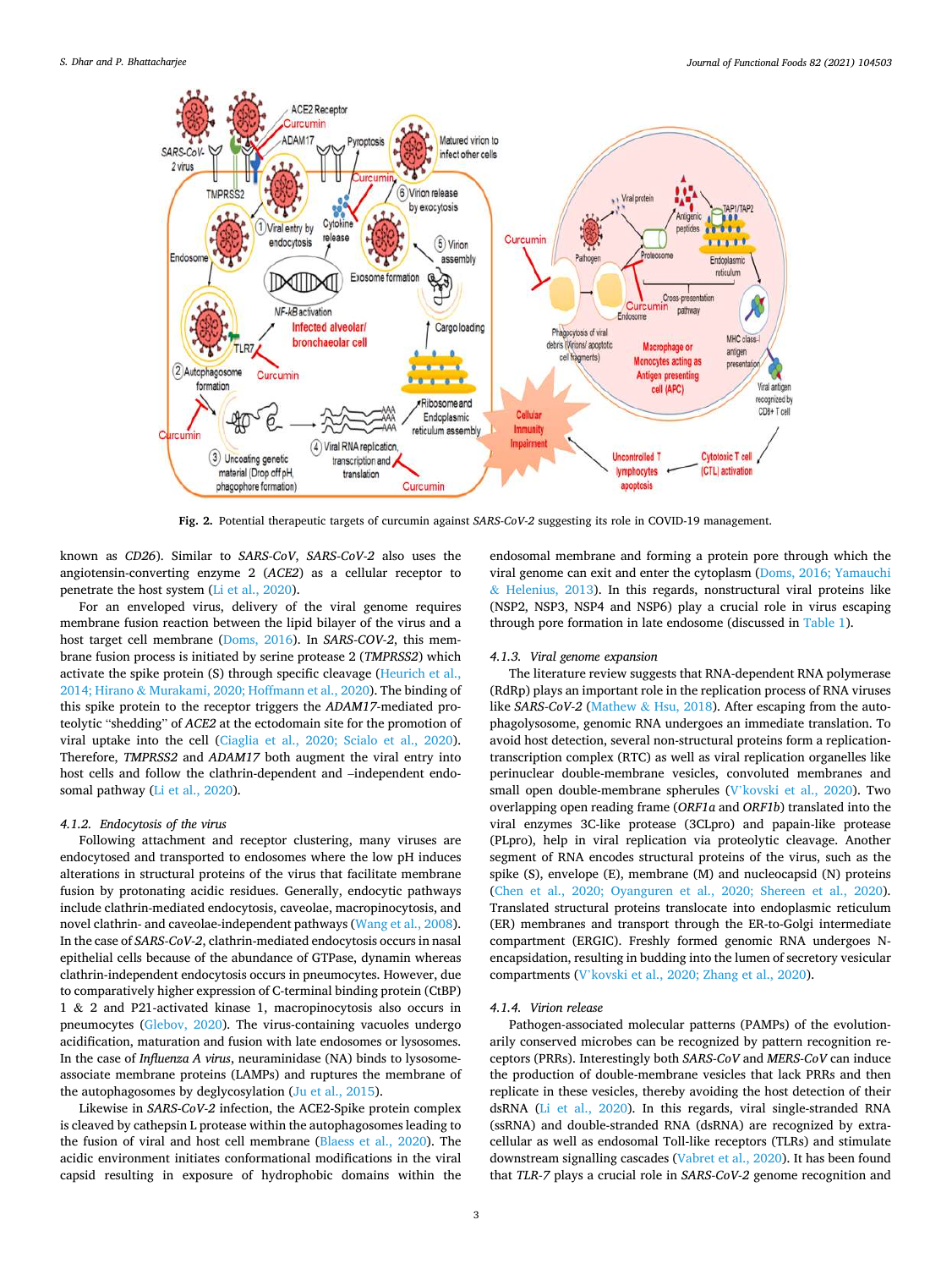Fig. 2. Potential therapeutic targets of curcumin against *SARS-CoV-2* suggesting its role in COVID-19 management.

known as *CD26*). Similar to *SARS-CoV*, *SARS-CoV-2* also uses the angiotensin-converting enzyme 2 (*ACE2*) as a cellular receptor to penetrate the host system (Li et al., 2020).

For an enveloped virus, delivery of the viral genome requires membrane fusion reaction between the lipid bilayer of the virus and a host target cell membrane (Doms, 2016). In *SARS-COV-2*, this membrane fusion process is initiated by serine protease 2 (*TMPRSS2*) which activate the spike protein (S) through specific cleavage (Heurich et al., 2014; Hirano & Murakami, 2020; Hoffmann et al., 2020). The binding of this spike protein to the receptor triggers the *ADAM17*-mediated proteolytic "shedding" of *ACE2* at the ectodomain site for the promotion of viral uptake into the cell (Ciaglia et al., 2020; Scialo et al., 2020). Therefore, *TMPRSS2* and *ADAM17* both augment the viral entry into host cells and follow the clathrin-dependent and –independent endosomal pathway (Li et al., 2020).

#### 4.1.2. Endocytosis of the virus

Following attachment and receptor clustering, many viruses are endocytosed and transported to endosomes where the low pH induces alterations in structural proteins of the virus that facilitate membrane fusion by protonating acidic residues. Generally, endocytic pathways include clathrin-mediated endocytosis, caveolae, macropinocytosis, and novel clathrin- and caveolae-independent pathways (Wang et al., 2008). In the case of *SARS-CoV-2*, clathrin-mediated endocytosis occurs in nasal epithelial cells because of the abundance of GTPase, dynamin whereas clathrin-independent endocytosis occurs in pneumocytes. However, due to comparatively higher expression of C-terminal binding protein (CtBP) 1 & 2 and P21-activated kinase 1, macropinocytosis also occurs in pneumocytes (Glebov, 2020). The virus-containing vacuoles undergo acidification, maturation and fusion with late endosomes or lysosomes. In the case of *Influenza A virus*, neuraminidase (NA) binds to lysosome-associate membrane proteins (LAMPs) and ruptures the membrane of the autophagosomes by deglycosylation (Ju et al., 2015).

Likewise in *SARS-CoV-2* infection, the ACE2-Spike protein complex is cleaved by cathepsin L protease within the autophagosomes leading to the fusion of viral and host cell membrane (Blaess et al., 2020). The acidic environment initiates conformational modifications in the viral capsid resulting in exposure of hydrophobic domains within the endosomal membrane and forming a protein pore through which the viral genome can exit and enter the cytoplasm (Doms, 2016; Yamauchi & Helenius, 2013). In this regards, nonstructural viral proteins like (NSP2, NSP3, NSP4 and NSP6) play a crucial role in virus escaping through pore formation in late endosome (discussed in Table 1).

#### 4.1.3. Viral genome expansion

The literature review suggests that RNA-dependent RNA polymerase (RdRp) plays an important role in the replication process of RNA viruses like *SARS-CoV-2* (Mathew & Hsu, 2018). After escaping from the autophagolysosome, genomic RNA undergoes an immediate translation. To avoid host detection, several non-structural proteins form a replication-transcription complex (RTC) as well as viral replication organelles like perinuclear double-membrane vesicles, convoluted membranes and small open double-membrane spherules (V'kovski et al., 2020). Two overlapping open reading frame (*ORF1a* and *ORF1b*) translated into the viral enzymes 3C-like protease (3CLpro) and papain-like protease (PLpro), help in viral replication via proteolytic cleavage. Another segment of RNA encodes structural proteins of the virus, such as the spike (S), envelope (E), membrane (M) and nucleocapsid (N) proteins (Chen et al., 2020; Oyanguren et al., 2020; Shereen et al., 2020). Translated structural proteins translocate into endoplasmic reticulum (ER) membranes and transport through the ER-to-Golgi intermediate compartment (ERGIC). Freshly formed genomic RNA undergoes N-encapsidation, resulting in budding into the lumen of secretory vesicular compartments (V'kovski et al., 2020; Zhang et al., 2020).

#### 4.1.4. Virion release

Pathogen-associated molecular patterns (PAMPs) of the evolutionarily conserved microbes can be recognized by pattern recognition receptors (PRRs). Interestingly both *SARS-CoV* and *MERS-CoV* can induce the production of double-membrane vesicles that lack PRRs and then replicate in these vesicles, thereby avoiding the host detection of their dsRNA (Li et al., 2020). In this regards, viral single-stranded RNA (ssRNA) and double-stranded RNA (dsRNA) are recognized by extracellular as well as endosomal Toll-like receptors (TLRs) and stimulate downstream signalling cascades (Vabret et al., 2020). It has been found that *TLR-7* plays a crucial role in *SARS-CoV-2* genome recognition and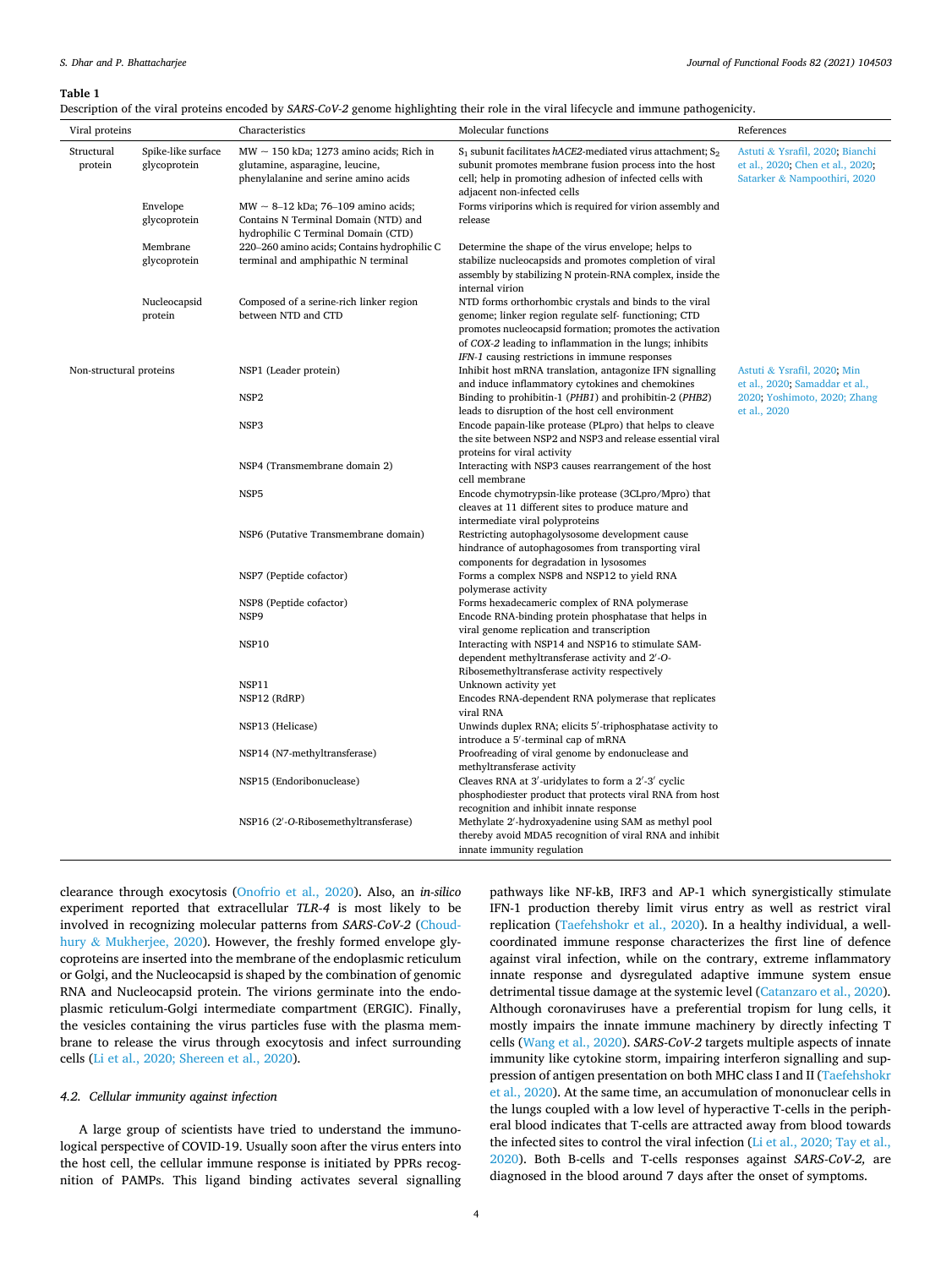**Table 1**

Description of the viral proteins encoded by *SARS-CoV-2* genome highlighting their role in the viral lifecycle and immune pathogenicity.

| Viral proteins | | Characteristics | Molecular functions | References |
|---|---|---|---|---|
| Structural protein | Spike-like surface glycoprotein | MW ~ 150 kDa; 1273 amino acids; Rich in glutamine, asparagine, leucine, phenylalanine and serine amino acids | $S_1$ subunit facilitates *hACE2*-mediated virus attachment; $S_2$ subunit promotes membrane fusion process into the host cell; help in promoting adhesion of infected cells with adjacent non-infected cells | Astuti & Ysrafil, 2020; Bianchi et al., 2020; Chen et al., 2020; Satarker & Nampoothiri, 2020 |
| | Envelope glycoprotein | MW ~ 8–12 kDa; 76–109 amino acids; Contains N Terminal Domain (NTD) and hydrophilic C Terminal Domain (CTD) | Forms viriporins which is required for virion assembly and release | |
| | Membrane glycoprotein | 220–260 amino acids; Contains hydrophilic C terminal and amphipathic N terminal | Determine the shape of the virus envelope; helps to stabilize nucleocapsids and promotes completion of viral assembly by stabilizing N protein-RNA complex, inside the internal virion | |
| | Nucleocapsid protein | Composed of a serine-rich linker region between NTD and CTD | NTD forms orthorhombic crystals and binds to the viral genome; linker region regulate self- functioning; CTD promotes nucleocapsid formation; promotes the activation of *COX-2* leading to inflammation in the lungs; inhibits *IFN-1* causing restrictions in immune responses | |
| Non-structural proteins | | NSP1 (Leader protein) | Inhibit host mRNA translation, antagonize IFN signalling and induce inflammatory cytokines and chemokines | Astuti & Ysrafil, 2020; Min et al., 2020; Samaddar et al., 2020; Yoshimoto, 2020; Zhang et al., 2020 |
| | | NSP2 | Binding to prohibitin-1 (*PHB1*) and prohibitin-2 (*PHB2*) leads to disruption of the host cell environment | |
| | | NSP3 | Encode papain-like protease (PLpro) that helps to cleave the site between NSP2 and NSP3 and release essential viral proteins for viral activity | |
| | | NSP4 (Transmembrane domain 2) | Interacting with NSP3 causes rearrangement of the host cell membrane | |
| | | NSP5 | Encode chymotrypsin-like protease (3CLpro/Mpro) that cleaves at 11 different sites to produce mature and intermediate viral polyproteins | |
| | | NSP6 (Putative Transmembrane domain) | Restricting autophagolysosome development cause hindrance of autophagosomes from transporting viral components for degradation in lysosomes | |
| | | NSP7 (Peptide cofactor) | Forms a complex NSP8 and NSP12 to yield RNA polymerase activity | |
| | | NSP8 (Peptide cofactor) | Forms hexadecameric complex of RNA polymerase | |
| | | NSP9 | Encode RNA-binding protein phosphatase that helps in viral genome replication and transcription | |
| | | NSP10 | Interacting with NSP14 and NSP16 to stimulate SAM-dependent methyltransferase activity and 2′-*O*-Ribosemethyltransferase activity respectively | |
| | | NSP11 | Unknown activity yet | |
| | | NSP12 (RdRP) | Encodes RNA-dependent RNA polymerase that replicates viral RNA | |
| | | NSP13 (Helicase) | Unwinds duplex RNA; elicits 5′-triphosphatase activity to introduce a 5′-terminal cap of mRNA | |
| | | NSP14 (N7-methyltransferase) | Proofreading of viral genome by endonuclease and methyltransferase activity | |
| | | NSP15 (Endoribonuclease) | Cleaves RNA at 3′-uridylates to form a 2′-3′ cyclic phosphodiester product that protects viral RNA from host recognition and inhibit innate response | |
| | | NSP16 (2′-*O*-Ribosemethyltransferase) | Methylate 2′-hydroxyadenine using SAM as methyl pool thereby avoid MDA5 recognition of viral RNA and inhibit innate immunity regulation | |

clearance through exocytosis (Onofrio et al., 2020). Also, an *in-silico* experiment reported that extracellular *TLR-4* is most likely to be involved in recognizing molecular patterns from *SARS-CoV-2* (Choudhury & Mukherjee, 2020). However, the freshly formed envelope glycoproteins are inserted into the membrane of the endoplasmic reticulum or Golgi, and the Nucleocapsid is shaped by the combination of genomic RNA and Nucleocapsid protein. The virions germinate into the endoplasmic reticulum-Golgi intermediate compartment (ERGIC). Finally, the vesicles containing the virus particles fuse with the plasma membrane to release the virus through exocytosis and infect surrounding cells (Li et al., 2020; Shereen et al., 2020).

### *4.2. Cellular immunity against infection*

A large group of scientists have tried to understand the immunological perspective of COVID-19. Usually soon after the virus enters into the host cell, the cellular immune response is initiated by PPRs recognition of PAMPs. This ligand binding activates several signalling pathways like NF-kB, IRF3 and AP-1 which synergistically stimulate IFN-1 production thereby limit virus entry as well as restrict viral replication (Taefehshokr et al., 2020). In a healthy individual, a well-coordinated immune response characterizes the first line of defence against viral infection, while on the contrary, extreme inflammatory innate response and dysregulated adaptive immune system ensue detrimental tissue damage at the systemic level (Catanzaro et al., 2020). Although coronaviruses have a preferential tropism for lung cells, it mostly impairs the innate immune machinery by directly infecting T cells (Wang et al., 2020). *SARS-CoV-2* targets multiple aspects of innate immunity like cytokine storm, impairing interferon signalling and suppression of antigen presentation on both MHC class I and II (Taefehshokr et al., 2020). At the same time, an accumulation of mononuclear cells in the lungs coupled with a low level of hyperactive T-cells in the peripheral blood indicates that T-cells are attracted away from blood towards the infected sites to control the viral infection (Li et al., 2020; Tay et al., 2020). Both B-cells and T-cells responses against *SARS-CoV-2,* are diagnosed in the blood around 7 days after the onset of symptoms.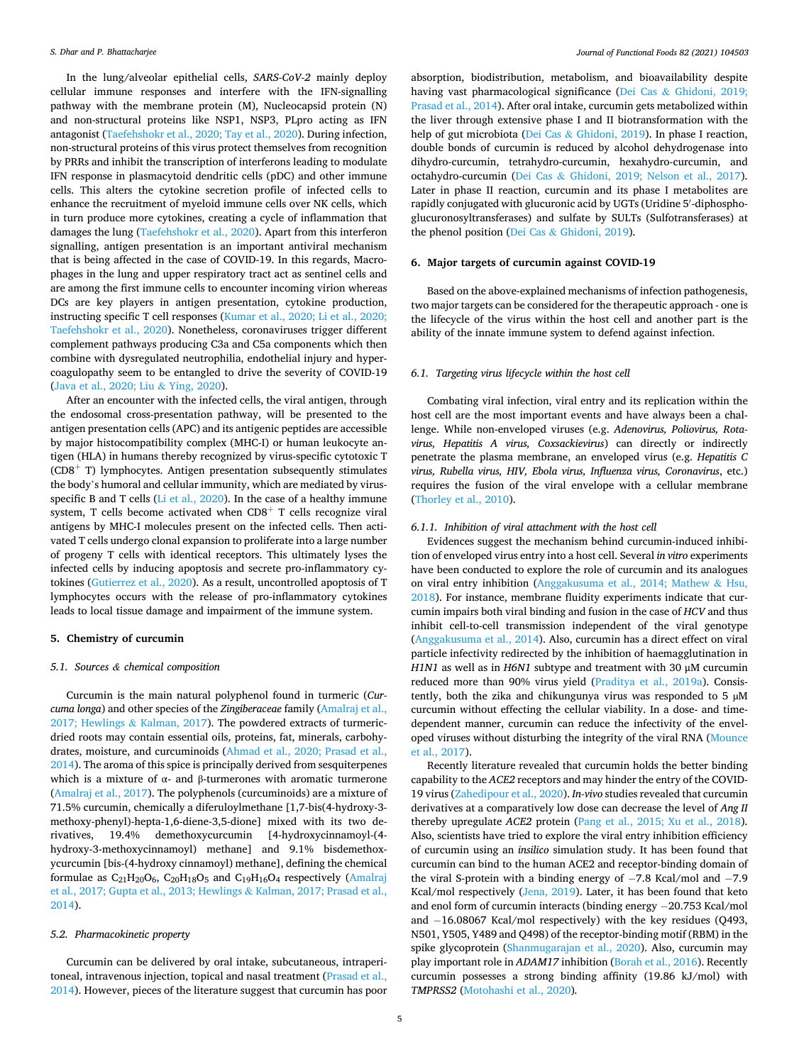In the lung/alveolar epithelial cells, *SARS-CoV-2* mainly deploy cellular immune responses and interfere with the IFN-signalling pathway with the membrane protein (M), Nucleocapsid protein (N) and non-structural proteins like NSP1, NSP3, PLpro acting as IFN antagonist (Taefehshokr et al., 2020; Tay et al., 2020). During infection, non-structural proteins of this virus protect themselves from recognition by PRRs and inhibit the transcription of interferons leading to modulate IFN response in plasmacytoid dendritic cells (pDC) and other immune cells. This alters the cytokine secretion profile of infected cells to enhance the recruitment of myeloid immune cells over NK cells, which in turn produce more cytokines, creating a cycle of inflammation that damages the lung (Taefehshokr et al., 2020). Apart from this interferon signalling, antigen presentation is an important antiviral mechanism that is being affected in the case of COVID-19. In this regards, Macrophages in the lung and upper respiratory tract act as sentinel cells and are among the first immune cells to encounter incoming virion whereas DCs are key players in antigen presentation, cytokine production, instructing specific T cell responses (Kumar et al., 2020; Li et al., 2020; Taefehshokr et al., 2020). Nonetheless, coronaviruses trigger different complement pathways producing C3a and C5a components which then combine with dysregulated neutrophilia, endothelial injury and hypercoagulopathy seem to be entangled to drive the severity of COVID-19 (Java et al., 2020; Liu & Ying, 2020).

After an encounter with the infected cells, the viral antigen, through the endosomal cross-presentation pathway, will be presented to the antigen presentation cells (APC) and its antigenic peptides are accessible by major histocompatibility complex (MHC-I) or human leukocyte antigen (HLA) in humans thereby recognized by virus-specific cytotoxic T ($CD8^+$ T) lymphocytes. Antigen presentation subsequently stimulates the body's humoral and cellular immunity, which are mediated by virus-specific B and T cells (Li et al., 2020). In the case of a healthy immune system, T cells become activated when $CD8^+$ T cells recognize viral antigens by MHC-I molecules present on the infected cells. Then activated T cells undergo clonal expansion to proliferate into a large number of progeny T cells with identical receptors. This ultimately lyses the infected cells by inducing apoptosis and secrete pro-inflammatory cytokines (Gutierrez et al., 2020). As a result, uncontrolled apoptosis of T lymphocytes occurs with the release of pro-inflammatory cytokines leads to local tissue damage and impairment of the immune system.

## 5. Chemistry of curcumin

### 5.1. Sources & chemical composition

Curcumin is the main natural polyphenol found in turmeric (*Curcuma longa*) and other species of the *Zingiberaceae* family (Amalraj et al., 2017; Hewlings & Kalman, 2017). The powdered extracts of turmeric-dried roots may contain essential oils, proteins, fat, minerals, carbohydrates, moisture, and curcuminoids (Ahmad et al., 2020; Prasad et al., 2014). The aroma of this spice is principally derived from sesquiterpenes which is a mixture of α- and β-turmerones with aromatic turmerone (Amalraj et al., 2017). The polyphenols (curcuminoids) are a mixture of 71.5% curcumin, chemically a diferuloylmethane [1,7-bis(4-hydroxy-3-methoxy-phenyl)-hepta-1,6-diene-3,5-dione] mixed with its two derivatives, 19.4% demethoxycurcumin [4-hydroxycinnamoyl-(4-hydroxy-3-methoxycinnamoyl) methane] and 9.1% bisdemethoxycurcumin [bis-(4-hydroxy cinnamoyl) methane], defining the chemical formulae as $C_{21}H_{20}O_6$, $C_{20}H_{18}O_5$ and $C_{19}H_{16}O_4$ respectively (Amalraj et al., 2017; Gupta et al., 2013; Hewlings & Kalman, 2017; Prasad et al., 2014).

### 5.2. Pharmacokinetic property

Curcumin can be delivered by oral intake, subcutaneous, intraperitoneal, intravenous injection, topical and nasal treatment (Prasad et al., 2014). However, pieces of the literature suggest that curcumin has poor absorption, biodistribution, metabolism, and bioavailability despite having vast pharmacological significance (Dei Cas & Ghidoni, 2019; Prasad et al., 2014). After oral intake, curcumin gets metabolized within the liver through extensive phase I and II biotransformation with the help of gut microbiota (Dei Cas & Ghidoni, 2019). In phase I reaction, double bonds of curcumin is reduced by alcohol dehydrogenase into dihydro-curcumin, tetrahydro-curcumin, hexahydro-curcumin, and octahydro-curcumin (Dei Cas & Ghidoni, 2019; Nelson et al., 2017). Later in phase II reaction, curcumin and its phase I metabolites are rapidly conjugated with glucuronic acid by UGTs (Uridine 5′-diphospho-glucuronosyltransferases) and sulfate by SULTs (Sulfotransferases) at the phenol position (Dei Cas & Ghidoni, 2019).

## 6. Major targets of curcumin against COVID-19

Based on the above-explained mechanisms of infection pathogenesis, two major targets can be considered for the therapeutic approach - one is the lifecycle of the virus within the host cell and another part is the ability of the innate immune system to defend against infection.

### 6.1. Targeting virus lifecycle within the host cell

Combating viral infection, viral entry and its replication within the host cell are the most important events and have always been a challenge. While non-enveloped viruses (e.g. *Adenovirus, Poliovirus, Rotavirus, Hepatitis A virus, Coxsackievirus*) can directly or indirectly penetrate the plasma membrane, an enveloped virus (e.g. *Hepatitis C virus, Rubella virus, HIV, Ebola virus, Influenza virus, Coronavirus*, etc.) requires the fusion of the viral envelope with a cellular membrane (Thorley et al., 2010).

#### 6.1.1. Inhibition of viral attachment with the host cell

Evidences suggest the mechanism behind curcumin-induced inhibition of enveloped virus entry into a host cell. Several *in vitro* experiments have been conducted to explore the role of curcumin and its analogues on viral entry inhibition (Anggakusuma et al., 2014; Mathew & Hsu, 2018). For instance, membrane fluidity experiments indicate that curcumin impairs both viral binding and fusion in the case of *HCV* and thus inhibit cell-to-cell transmission independent of the viral genotype (Anggakusuma et al., 2014). Also, curcumin has a direct effect on viral particle infectivity redirected by the inhibition of haemagglutination in *H1N1* as well as in *H6N1* subtype and treatment with 30 μM curcumin reduced more than 90% virus yield (Praditya et al., 2019a). Consistently, both the zika and chikungunya virus was responded to 5 μM curcumin without effecting the cellular viability. In a dose- and time-dependent manner, curcumin can reduce the infectivity of the enveloped viruses without disturbing the integrity of the viral RNA (Mounce et al., 2017).

Recently literature revealed that curcumin holds the better binding capability to the *ACE2* receptors and may hinder the entry of the COVID-19 virus (Zahedipour et al., 2020). *In-vivo* studies revealed that curcumin derivatives at a comparatively low dose can decrease the level of *Ang II* thereby upregulate *ACE2* protein (Pang et al., 2015; Xu et al., 2018). Also, scientists have tried to explore the viral entry inhibition efficiency of curcumin using an *insilico* simulation study. It has been found that curcumin can bind to the human ACE2 and receptor-binding domain of the viral S-protein with a binding energy of −7.8 Kcal/mol and −7.9 Kcal/mol respectively (Jena, 2019). Later, it has been found that keto and enol form of curcumin interacts (binding energy −20.753 Kcal/mol and −16.08067 Kcal/mol respectively) with the key residues (Q493, N501, Y505, Y489 and Q498) of the receptor-binding motif (RBM) in the spike glycoprotein (Shanmugarajan et al., 2020). Also, curcumin may play important role in *ADAM17* inhibition (Borah et al., 2016). Recently curcumin possesses a strong binding affinity (19.86 kJ/mol) with *TMPRSS2* (Motohashi et al., 2020).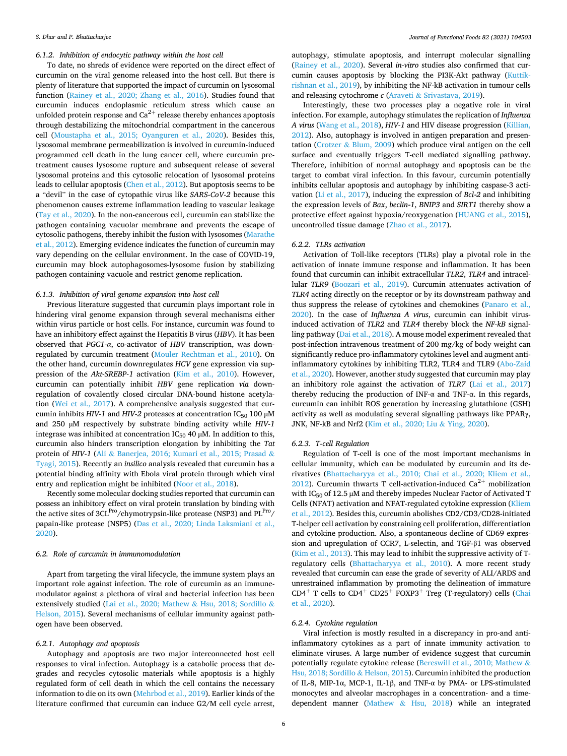#### 6.1.2. Inhibition of endocytic pathway within the host cell

To date, no shreds of evidence were reported on the direct effect of curcumin on the viral genome released into the host cell. But there is plenty of literature that supported the impact of curcumin on lysosomal function (Rainey et al., 2020; Zhang et al., 2016). Studies found that curcumin induces endoplasmic reticulum stress which cause an unfolded protein response and $Ca^{2+}$ release thereby enhances apoptosis through destabilizing the mitochondrial compartment in the cancerous cell (Moustapha et al., 2015; Oyanguren et al., 2020). Besides this, lysosomal membrane permeabilization is involved in curcumin-induced programmed cell death in the lung cancer cell, where curcumin pretreatment causes lysosome rupture and subsequent release of several lysosomal proteins and this cytosolic relocation of lysosomal proteins leads to cellular apoptosis (Chen et al., 2012). But apoptosis seems to be a "devil" in the case of cytopathic virus like *SARS-CoV-2* because this phenomenon causes extreme inflammation leading to vascular leakage (Tay et al., 2020). In the non-cancerous cell, curcumin can stabilize the pathogen containing vacuolar membrane and prevents the escape of cytosolic pathogens, thereby inhibit the fusion with lysosomes (Marathe et al., 2012). Emerging evidence indicates the function of curcumin may vary depending on the cellular environment. In the case of COVID-19, curcumin may block autophagosomes-lysosome fusion by stabilizing pathogen containing vacuole and restrict genome replication.

#### 6.1.3. Inhibition of viral genome expansion into host cell

Previous literature suggested that curcumin plays important role in hindering viral genome expansion through several mechanisms either within virus particle or host cells. For instance, curcumin was found to have an inhibitory effect against the Hepatitis B virus (*HBV*). It has been observed that *PGC1-α*, co-activator of *HBV* transcription, was downregulated by curcumin treatment (Mouler Rechtman et al., 2010). On the other hand, curcumin downregulates *HCV* gene expression via suppression of the *Akt-SREBP-1* activation (Kim et al., 2010). However, curcumin can potentially inhibit *HBV* gene replication *via* downregulation of covalently closed circular DNA-bound histone acetylation (Wei et al., 2017). A comprehensive analysis suggested that curcumin inhibits *HIV-1* and *HIV-2* proteases at concentration $IC_{50}$ 100 μM and 250 μM respectively by substrate binding activity while *HIV-1* integrase was inhibited at concentration $IC_{50}$ 40 μM. In addition to this, curcumin also hinders transcription elongation by inhibiting the *Tat* protein of *HIV-1* (Ali & Banerjea, 2016; Kumari et al., 2015; Prasad & Tyagi, 2015). Recently an *insilico* analysis revealed that curcumin has a potential binding affinity with Ebola viral protein through which viral entry and replication might be inhibited (Noor et al., 2018).

Recently some molecular docking studies reported that curcumin can possess an inhibitory effect on viral protein translation by binding with the active sites of $3CL^{Pro}$/chymotrypsin-like protease (NSP3) and $PL^{Pro}$/papain-like protease (NSP5) (Das et al., 2020; Linda Laksmiani et al., 2020).

### 6.2. Role of curcumin in immunomodulation

Apart from targeting the viral lifecycle, the immune system plays an important role against infection. The role of curcumin as an immunemodulator against a plethora of viral and bacterial infection has been extensively studied (Lai et al., 2020; Mathew & Hsu, 2018; Sordillo & Helson, 2015). Several mechanisms of cellular immunity against pathogen have been observed.

#### 6.2.1. Autophagy and apoptosis

Autophagy and apoptosis are two major interconnected host cell responses to viral infection. Autophagy is a catabolic process that degrades and recycles cytosolic materials while apoptosis is a highly regulated form of cell death in which the cell contains the necessary information to die on its own (Mehrbod et al., 2019). Earlier kinds of the literature confirmed that curcumin can induce G2/M cell cycle arrest, autophagy, stimulate apoptosis, and interrupt molecular signalling (Rainey et al., 2020). Several *in-vitro* studies also confirmed that curcumin causes apoptosis by blocking the PI3K-Akt pathway (Kuttikrishnan et al., 2019), by inhibiting the NF-kB activation in tumour cells and releasing cytochrome *c* (Araveti & Srivastava, 2019).

Interestingly, these two processes play a negative role in viral infection. For example, autophagy stimulates the replication of *Influenza A virus* (Wang et al., 2018), *HIV-1* and HIV disease progression (Killian, 2012). Also, autophagy is involved in antigen preparation and presentation (Crotzer & Blum, 2009) which produce viral antigen on the cell surface and eventually triggers T-cell mediated signalling pathway. Therefore, inhibition of normal autophagy and apoptosis can be the target to combat viral infection. In this favour, curcumin potentially inhibits cellular apoptosis and autophagy by inhibiting caspase-3 activation (Li et al., 2017), inducing the expression of *Bcl-2* and inhibiting the expression levels of *Bax*, *beclin-1*, *BNIP3* and *SIRT1* thereby show a protective effect against hypoxia/reoxygenation (HUANG et al., 2015), uncontrolled tissue damage (Zhao et al., 2017).

#### 6.2.2. TLRs activation

Activation of Toll-like receptors (TLRs) play a pivotal role in the activation of innate immune response and inflammation. It has been found that curcumin can inhibit extracellular *TLR2*, *TLR4* and intracellular *TLR9* (Boozari et al., 2019). Curcumin attenuates activation of *TLR4* acting directly on the receptor or by its downstream pathway and thus suppress the release of cytokines and chemokines (Panaro et al., 2020). In the case of *Influenza A virus*, curcumin can inhibit virus-induced activation of *TLR2* and *TLR4* thereby block the *NF-kB* signalling pathway (Dai et al., 2018). A mouse model experiment revealed that post-infection intravenous treatment of 200 mg/kg of body weight can significantly reduce pro-inflammatory cytokines level and augment anti-inflammatory cytokines by inhibiting TLR2, TLR4 and TLR9 (Abo-Zaid et al., 2020). However, another study suggested that curcumin may play an inhibitory role against the activation of *TLR7* (Lai et al., 2017) thereby reducing the production of INF-α and TNF-α. In this regards, curcumin can inhibit ROS generation by increasing glutathione (GSH) activity as well as modulating several signalling pathways like PPARγ, JNK, NF-kB and Nrf2 (Kim et al., 2020; Liu & Ying, 2020).

#### 6.2.3. T-cell Regulation

Regulation of T-cell is one of the most important mechanisms in cellular immunity, which can be modulated by curcumin and its derivatives (Bhattacharyya et al., 2010; Chai et al., 2020; Kliem et al., 2012). Curcumin thwarts T cell-activation-induced $Ca^{2+}$ mobilization with $IC_{50}$ of 12.5 μM and thereby impedes Nuclear Factor of Activated T Cells (NFAT) activation and NFAT-regulated cytokine expression (Kliem et al., 2012). Besides this, curcumin abolishes CD2/CD3/CD28-initiated T-helper cell activation by constraining cell proliferation, differentiation and cytokine production. Also, a spontaneous decline of CD69 expression and upregulation of CCR7, L-selectin, and TGF-β1 was observed (Kim et al., 2013). This may lead to inhibit the suppressive activity of T-regulatory cells (Bhattacharyya et al., 2010). A more recent study revealed that curcumin can ease the grade of severity of ALI/ARDS and unrestrained inflammation by promoting the delineation of immature $CD4^+$ T cells to $CD4^+$ $CD25^+$ $FOXP3^+$ Treg (T-regulatory) cells (Chai et al., 2020).

#### 6.2.4. Cytokine regulation

Viral infection is mostly resulted in a discrepancy in pro-and anti-inflammatory cytokines as a part of innate immunity activation to eliminate viruses. A large number of evidence suggest that curcumin potentially regulate cytokine release (Bereswill et al., 2010; Mathew & Hsu, 2018; Sordillo & Helson, 2015). Curcumin inhibited the production of IL-8, MIP-1α, MCP-1, IL-1β, and TNF-α by PMA- or LPS-stimulated monocytes and alveolar macrophages in a concentration- and a time-dependent manner (Mathew & Hsu, 2018) while an integrated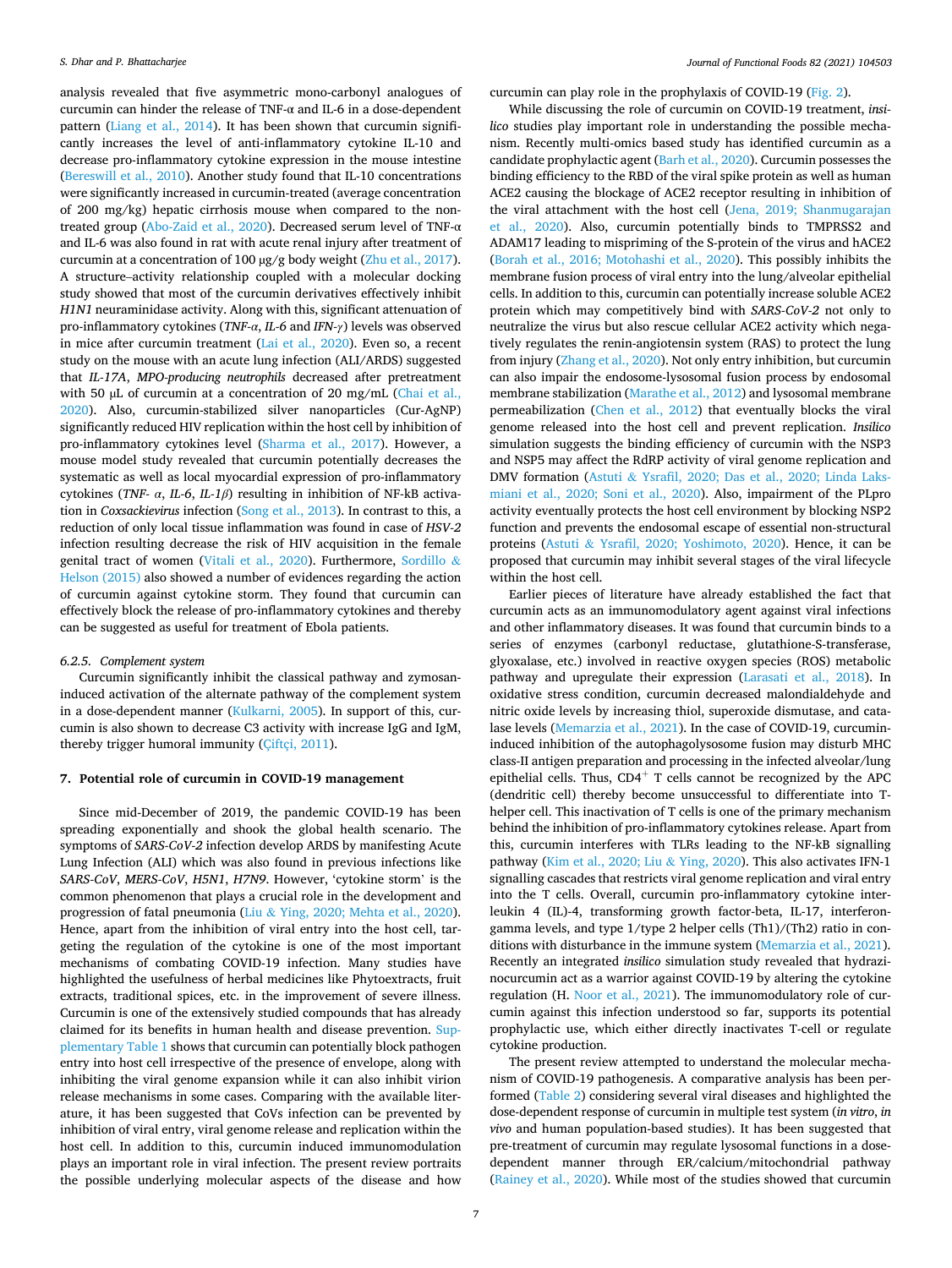analysis revealed that five asymmetric mono-carbonyl analogues of curcumin can hinder the release of TNF-α and IL-6 in a dose-dependent pattern (Liang et al., 2014). It has been shown that curcumin significantly increases the level of anti-inflammatory cytokine IL-10 and decrease pro-inflammatory cytokine expression in the mouse intestine (Bereswill et al., 2010). Another study found that IL-10 concentrations were significantly increased in curcumin-treated (average concentration of 200 mg/kg) hepatic cirrhosis mouse when compared to the non-treated group (Abo-Zaid et al., 2020). Decreased serum level of TNF-α and IL-6 was also found in rat with acute renal injury after treatment of curcumin at a concentration of 100 μg/g body weight (Zhu et al., 2017). A structure–activity relationship coupled with a molecular docking study showed that most of the curcumin derivatives effectively inhibit *H1N1* neuraminidase activity. Along with this, significant attenuation of pro-inflammatory cytokines (*TNF-α*, *IL-6* and *IFN-γ*) levels was observed in mice after curcumin treatment (Lai et al., 2020). Even so, a recent study on the mouse with an acute lung infection (ALI/ARDS) suggested that *IL-17A*, *MPO-producing neutrophils* decreased after pretreatment with 50 μL of curcumin at a concentration of 20 mg/mL (Chai et al., 2020). Also, curcumin-stabilized silver nanoparticles (Cur-AgNP) significantly reduced HIV replication within the host cell by inhibition of pro-inflammatory cytokines level (Sharma et al., 2017). However, a mouse model study revealed that curcumin potentially decreases the systematic as well as local myocardial expression of pro-inflammatory cytokines (*TNF- α*, *IL-6*, *IL-1β*) resulting in inhibition of NF-kB activation in *Coxsackievirus* infection (Song et al., 2013). In contrast to this, a reduction of only local tissue inflammation was found in case of *HSV-2* infection resulting decrease the risk of HIV acquisition in the female genital tract of women (Vitali et al., 2020). Furthermore, Sordillo & Helson (2015) also showed a number of evidences regarding the action of curcumin against cytokine storm. They found that curcumin can effectively block the release of pro-inflammatory cytokines and thereby can be suggested as useful for treatment of Ebola patients.

### 6.2.5. Complement system

Curcumin significantly inhibit the classical pathway and zymosan-induced activation of the alternate pathway of the complement system in a dose-dependent manner (Kulkarni, 2005). In support of this, curcumin is also shown to decrease C3 activity with increase IgG and IgM, thereby trigger humoral immunity (Çiftçi, 2011).

## 7. Potential role of curcumin in COVID-19 management

Since mid-December of 2019, the pandemic COVID-19 has been spreading exponentially and shook the global health scenario. The symptoms of *SARS-CoV-2* infection develop ARDS by manifesting Acute Lung Infection (ALI) which was also found in previous infections like *SARS-CoV*, *MERS-CoV*, *H5N1*, *H7N9*. However, 'cytokine storm' is the common phenomenon that plays a crucial role in the development and progression of fatal pneumonia (Liu & Ying, 2020; Mehta et al., 2020). Hence, apart from the inhibition of viral entry into the host cell, targeting the regulation of the cytokine is one of the most important mechanisms of combating COVID-19 infection. Many studies have highlighted the usefulness of herbal medicines like Phytoextracts, fruit extracts, traditional spices, etc. in the improvement of severe illness. Curcumin is one of the extensively studied compounds that has already claimed for its benefits in human health and disease prevention. Supplementary Table 1 shows that curcumin can potentially block pathogen entry into host cell irrespective of the presence of envelope, along with inhibiting the viral genome expansion while it can also inhibit virion release mechanisms in some cases. Comparing with the available literature, it has been suggested that CoVs infection can be prevented by inhibition of viral entry, viral genome release and replication within the host cell. In addition to this, curcumin induced immunomodulation plays an important role in viral infection. The present review portraits the possible underlying molecular aspects of the disease and how curcumin can play role in the prophylaxis of COVID-19 (Fig. 2).

While discussing the role of curcumin on COVID-19 treatment, *insilico* studies play important role in understanding the possible mechanism. Recently multi-omics based study has identified curcumin as a candidate prophylactic agent (Barh et al., 2020). Curcumin possesses the binding efficiency to the RBD of the viral spike protein as well as human ACE2 causing the blockage of ACE2 receptor resulting in inhibition of the viral attachment with the host cell (Jena, 2019; Shanmugarajan et al., 2020). Also, curcumin potentially binds to TMPRSS2 and ADAM17 leading to mispriming of the S-protein of the virus and hACE2 (Borah et al., 2016; Motohashi et al., 2020). This possibly inhibits the membrane fusion process of viral entry into the lung/alveolar epithelial cells. In addition to this, curcumin can potentially increase soluble ACE2 protein which may competitively bind with *SARS-CoV-2* not only to neutralize the virus but also rescue cellular ACE2 activity which negatively regulates the renin-angiotensin system (RAS) to protect the lung from injury (Zhang et al., 2020). Not only entry inhibition, but curcumin can also impair the endosome-lysosomal fusion process by endosomal membrane stabilization (Marathe et al., 2012) and lysosomal membrane permeabilization (Chen et al., 2012) that eventually blocks the viral genome released into the host cell and prevent replication. *Insilico* simulation suggests the binding efficiency of curcumin with the NSP3 and NSP5 may affect the RdRP activity of viral genome replication and DMV formation (Astuti & Ysrafil, 2020; Das et al., 2020; Linda Laksmiani et al., 2020; Soni et al., 2020). Also, impairment of the PLpro activity eventually protects the host cell environment by blocking NSP2 function and prevents the endosomal escape of essential non-structural proteins (Astuti & Ysrafil, 2020; Yoshimoto, 2020). Hence, it can be proposed that curcumin may inhibit several stages of the viral lifecycle within the host cell.

Earlier pieces of literature have already established the fact that curcumin acts as an immunomodulatory agent against viral infections and other inflammatory diseases. It was found that curcumin binds to a series of enzymes (carbonyl reductase, glutathione-S-transferase, glyoxalase, etc.) involved in reactive oxygen species (ROS) metabolic pathway and upregulate their expression (Larasati et al., 2018). In oxidative stress condition, curcumin decreased malondialdehyde and nitric oxide levels by increasing thiol, superoxide dismutase, and catalase levels (Memarzia et al., 2021). In the case of COVID-19, curcumin-induced inhibition of the autophagolysosome fusion may disturb MHC class-II antigen preparation and processing in the infected alveolar/lung epithelial cells. Thus, $CD4^{+}$ T cells cannot be recognized by the APC (dendritic cell) thereby become unsuccessful to differentiate into T-helper cell. This inactivation of T cells is one of the primary mechanism behind the inhibition of pro-inflammatory cytokines release. Apart from this, curcumin interferes with TLRs leading to the NF-kB signalling pathway (Kim et al., 2020; Liu & Ying, 2020). This also activates IFN-1 signalling cascades that restricts viral genome replication and viral entry into the T cells. Overall, curcumin pro-inflammatory cytokine interleukin 4 (IL)-4, transforming growth factor-beta, IL-17, interferon-gamma levels, and type 1/type 2 helper cells (Th1)/(Th2) ratio in conditions with disturbance in the immune system (Memarzia et al., 2021). Recently an integrated *insilico* simulation study revealed that hydrazinocurcumin act as a warrior against COVID-19 by altering the cytokine regulation (H. Noor et al., 2021). The immunomodulatory role of curcumin against this infection understood so far, supports its potential prophylactic use, which either directly inactivates T-cell or regulate cytokine production.

The present review attempted to understand the molecular mechanism of COVID-19 pathogenesis. A comparative analysis has been performed (Table 2) considering several viral diseases and highlighted the dose-dependent response of curcumin in multiple test system (*in vitro*, *in vivo* and human population-based studies). It has been suggested that pre-treatment of curcumin may regulate lysosomal functions in a dose-dependent manner through ER/calcium/mitochondrial pathway (Rainey et al., 2020). While most of the studies showed that curcumin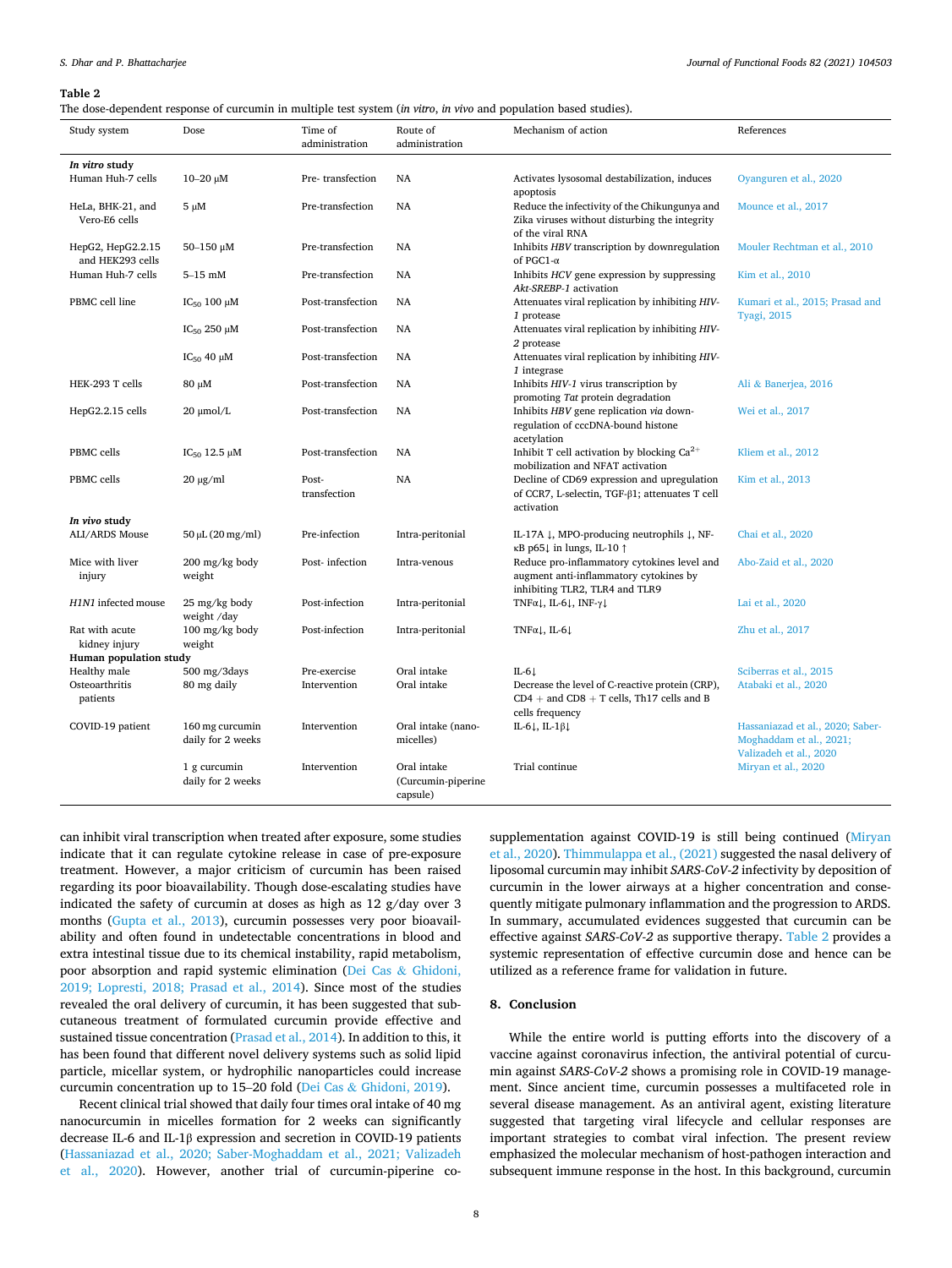**Table 2**
The dose-dependent response of curcumin in multiple test system (*in vitro*, *in vivo* and population based studies).

| Study system | Dose | Time of administration | Route of administration | Mechanism of action | References |
|---|---|---|---|---|---|
| ***In vitro* study** | | | | | |
| Human Huh-7 cells | 10–20 μM | Pre- transfection | NA | Activates lysosomal destabilization, induces apoptosis | Oyanguren et al., 2020 |
| HeLa, BHK-21, and Vero-E6 cells | 5 μM | Pre-transfection | NA | Reduce the infectivity of the Chikungunya and Zika viruses without disturbing the integrity of the viral RNA | Mounce et al., 2017 |
| HepG2, HepG2.2.15 and HEK293 cells | 50–150 μM | Pre-transfection | NA | Inhibits *HBV* transcription by downregulation of PGC1-α | Mouler Rechtman et al., 2010 |
| Human Huh-7 cells | 5–15 mM | Pre-transfection | NA | Inhibits *HCV* gene expression by suppressing *Akt-SREBP-1* activation | Kim et al., 2010 |
| PBMC cell line | $IC_{50}$ 100 μM | Post-transfection | NA | Attenuates viral replication by inhibiting *HIV-1* protease | Kumari et al., 2015; Prasad and Tyagi, 2015 |
| | $IC_{50}$ 250 μM | Post-transfection | NA | Attenuates viral replication by inhibiting *HIV-2* protease | |
| | $IC_{50}$ 40 μM | Post-transfection | NA | Attenuates viral replication by inhibiting *HIV-1* integrase | |
| HEK-293 T cells | 80 μM | Post-transfection | NA | Inhibits *HIV-1* virus transcription by promoting *Tat* protein degradation | Ali & Banerjea, 2016 |
| HepG2.2.15 cells | 20 μmol/L | Post-transfection | NA | Inhibits *HBV* gene replication *via* down-regulation of cccDNA-bound histone acetylation | Wei et al., 2017 |
| PBMC cells | $IC_{50}$ 12.5 μM | Post-transfection | NA | Inhibit T cell activation by blocking $Ca^{2+}$ mobilization and NFAT activation | Kliem et al., 2012 |
| PBMC cells | 20 μg/ml | Post-transfection | NA | Decline of CD69 expression and upregulation of CCR7, L-selectin, TGF-β1; attenuates T cell activation | Kim et al., 2013 |
| ***In vivo* study** | | | | | |
| ALI/ARDS Mouse | 50 μL (20 mg/ml) | Pre-infection | Intra-peritonial | IL-17A ↓, MPO-producing neutrophils ↓, NF-κB p65↓ in lungs, IL-10 ↑ | Chai et al., 2020 |
| Mice with liver injury | 200 mg/kg body weight | Post- infection | Intra-venous | Reduce pro-inflammatory cytokines level and augment anti-inflammatory cytokines by inhibiting TLR2, TLR4 and TLR9 | Abo-Zaid et al., 2020 |
| *H1N1* infected mouse | 25 mg/kg body weight /day | Post-infection | Intra-peritonial | TNFα↓, IL-6↓, INF-γ↓ | Lai et al., 2020 |
| Rat with acute kidney injury | 100 mg/kg body weight | Post-infection | Intra-peritonial | TNFα↓, IL-6↓ | Zhu et al., 2017 |
| **Human population study** | | | | | |
| Healthy male | 500 mg/3days | Pre-exercise | Oral intake | IL-6↓ | Sciberras et al., 2015 |
| Osteoarthritis patients | 80 mg daily | Intervention | Oral intake | Decrease the level of C-reactive protein (CRP), CD4 + and CD8 + T cells, Th17 cells and B cells frequency | Atabaki et al., 2020 |
| COVID-19 patient | 160 mg curcumin daily for 2 weeks | Intervention | Oral intake (nano-micelles) | IL-6↓, IL-1β↓ | Hassaniazad et al., 2020; Saber-Moghaddam et al., 2021; Valizadeh et al., 2020 |
| | 1 g curcumin daily for 2 weeks | Intervention | Oral intake (Curcumin-piperine capsule) | Trial continue | Miryan et al., 2020 |

can inhibit viral transcription when treated after exposure, some studies indicate that it can regulate cytokine release in case of pre-exposure treatment. However, a major criticism of curcumin has been raised regarding its poor bioavailability. Though dose-escalating studies have indicated the safety of curcumin at doses as high as 12 g/day over 3 months (Gupta et al., 2013), curcumin possesses very poor bioavailability and often found in undetectable concentrations in blood and extra intestinal tissue due to its chemical instability, rapid metabolism, poor absorption and rapid systemic elimination (Dei Cas & Ghidoni, 2019; Lopresti, 2018; Prasad et al., 2014). Since most of the studies revealed the oral delivery of curcumin, it has been suggested that subcutaneous treatment of formulated curcumin provide effective and sustained tissue concentration (Prasad et al., 2014). In addition to this, it has been found that different novel delivery systems such as solid lipid particle, micellar system, or hydrophilic nanoparticles could increase curcumin concentration up to 15–20 fold (Dei Cas & Ghidoni, 2019).

Recent clinical trial showed that daily four times oral intake of 40 mg nanocurcumin in micelles formation for 2 weeks can significantly decrease IL-6 and IL-1β expression and secretion in COVID-19 patients (Hassaniazad et al., 2020; Saber-Moghaddam et al., 2021; Valizadeh et al., 2020). However, another trial of curcumin-piperine co-supplementation against COVID-19 is still being continued (Miryan et al., 2020). Thimmulappa et al., (2021) suggested the nasal delivery of liposomal curcumin may inhibit *SARS-CoV-2* infectivity by deposition of curcumin in the lower airways at a higher concentration and consequently mitigate pulmonary inflammation and the progression to ARDS. In summary, accumulated evidences suggested that curcumin can be effective against *SARS-CoV-2* as supportive therapy. Table 2 provides a systemic representation of effective curcumin dose and hence can be utilized as a reference frame for validation in future.

## 8. Conclusion

While the entire world is putting efforts into the discovery of a vaccine against coronavirus infection, the antiviral potential of curcumin against *SARS-CoV-2* shows a promising role in COVID-19 management. Since ancient time, curcumin possesses a multifaceted role in several disease management. As an antiviral agent, existing literature suggested that targeting viral lifecycle and cellular responses are important strategies to combat viral infection. The present review emphasized the molecular mechanism of host-pathogen interaction and subsequent immune response in the host. In this background, curcumin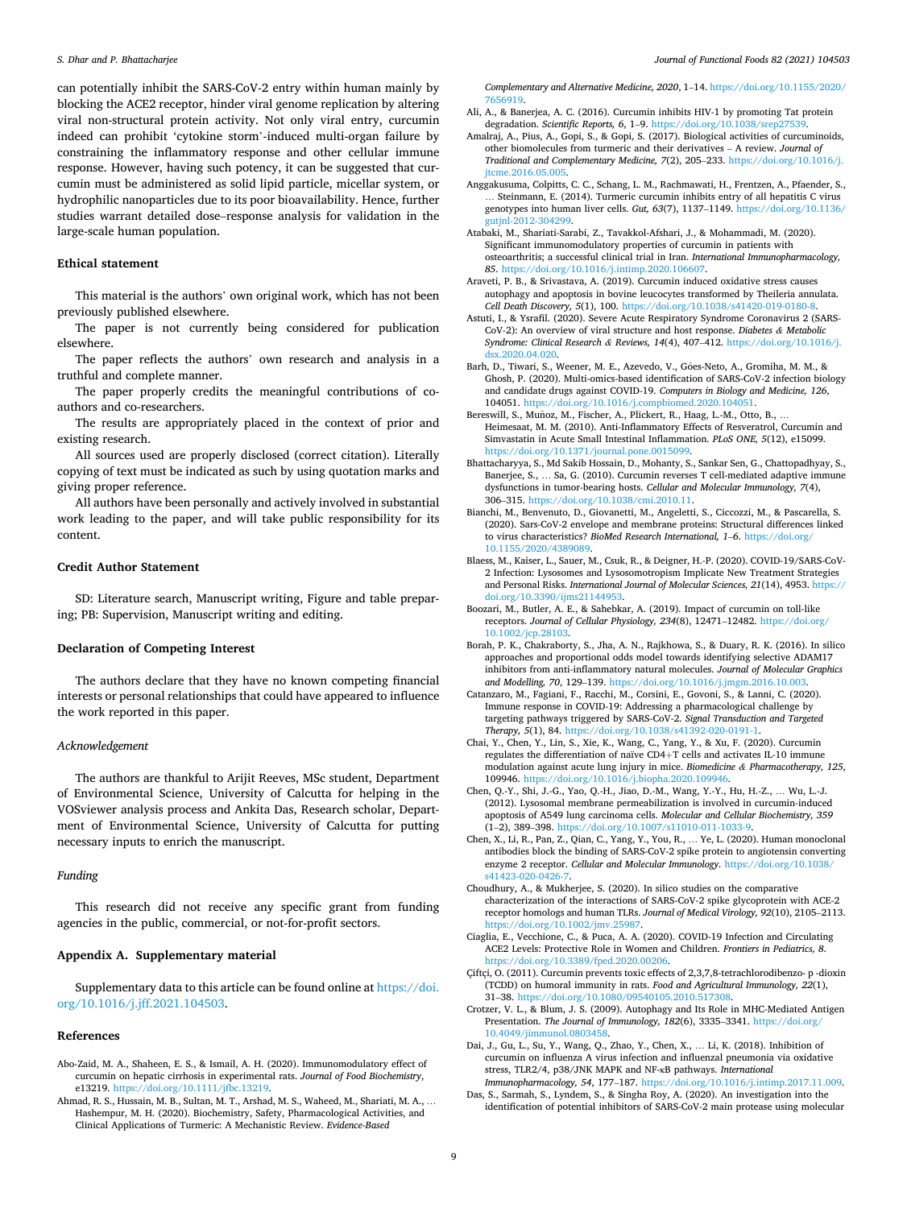can potentially inhibit the SARS-CoV-2 entry within human mainly by blocking the ACE2 receptor, hinder viral genome replication by altering viral non-structural protein activity. Not only viral entry, curcumin indeed can prohibit 'cytokine storm'-induced multi-organ failure by constraining the inflammatory response and other cellular immune response. However, having such potency, it can be suggested that curcumin must be administered as solid lipid particle, micellar system, or hydrophilic nanoparticles due to its poor bioavailability. Hence, further studies warrant detailed dose–response analysis for validation in the large-scale human population.

## Ethical statement

This material is the authors' own original work, which has not been previously published elsewhere.

The paper is not currently being considered for publication elsewhere.

The paper reflects the authors' own research and analysis in a truthful and complete manner.

The paper properly credits the meaningful contributions of co-authors and co-researchers.

The results are appropriately placed in the context of prior and existing research.

All sources used are properly disclosed (correct citation). Literally copying of text must be indicated as such by using quotation marks and giving proper reference.

All authors have been personally and actively involved in substantial work leading to the paper, and will take public responsibility for its content.

## Credit Author Statement

SD: Literature search, Manuscript writing, Figure and table preparing; PB: Supervision, Manuscript writing and editing.

## Declaration of Competing Interest

The authors declare that they have no known competing financial interests or personal relationships that could have appeared to influence the work reported in this paper.

### *Acknowledgement*

The authors are thankful to Arijit Reeves, MSc student, Department of Environmental Science, University of Calcutta for helping in the VOSviewer analysis process and Ankita Das, Research scholar, Department of Environmental Science, University of Calcutta for putting necessary inputs to enrich the manuscript.

### *Funding*

This research did not receive any specific grant from funding agencies in the public, commercial, or not-for-profit sectors.

## Appendix A. Supplementary material

Supplementary data to this article can be found online at https://doi.org/10.1016/j.jff.2021.104503.

## References

Abo-Zaid, M. A., Shaheen, E. S., & Ismail, A. H. (2020). Immunomodulatory effect of curcumin on hepatic cirrhosis in experimental rats. *Journal of Food Biochemistry*, e13219. https://doi.org/10.1111/jfbc.13219.

Ahmad, R. S., Hussain, M. B., Sultan, M. T., Arshad, M. S., Waheed, M., Shariati, M. A., … Hashempur, M. H. (2020). Biochemistry, Safety, Pharmacological Activities, and Clinical Applications of Turmeric: A Mechanistic Review. *Evidence-Based Complementary and Alternative Medicine, 2020*, 1–14. https://doi.org/10.1155/2020/7656919.

Ali, A., & Banerjea, A. C. (2016). Curcumin inhibits HIV-1 by promoting Tat protein degradation. *Scientific Reports, 6*, 1–9. https://doi.org/10.1038/srep27539.

Amalraj, A., Pius, A., Gopi, S., & Gopi, S. (2017). Biological activities of curcuminoids, other biomolecules from turmeric and their derivatives – A review. *Journal of Traditional and Complementary Medicine, 7*(2), 205–233. https://doi.org/10.1016/j.jtcme.2016.05.005.

Anggakusuma, Colpitts, C. C., Schang, L. M., Rachmawati, H., Frentzen, A., Pfaender, S., … Steinmann, E. (2014). Turmeric curcumin inhibits entry of all hepatitis C virus genotypes into human liver cells. *Gut, 63*(7), 1137–1149. https://doi.org/10.1136/gutjnl-2012-304299.

Atabaki, M., Shariati-Sarabi, Z., Tavakkol-Afshari, J., & Mohammadi, M. (2020). Significant immunomodulatory properties of curcumin in patients with osteoarthritis; a successful clinical trial in Iran. *International Immunopharmacology, 85*. https://doi.org/10.1016/j.intimp.2020.106607.

Araveti, P. B., & Srivastava, A. (2019). Curcumin induced oxidative stress causes autophagy and apoptosis in bovine leucocytes transformed by Theileria annulata. *Cell Death Discovery, 5*(1), 100. https://doi.org/10.1038/s41420-019-0180-8.

Astuti, I., & Ysrafil. (2020). Severe Acute Respiratory Syndrome Coronavirus 2 (SARS-CoV-2): An overview of viral structure and host response. *Diabetes & Metabolic Syndrome: Clinical Research & Reviews, 14*(4), 407–412. https://doi.org/10.1016/j.dsx.2020.04.020.

Barh, D., Tiwari, S., Weener, M. E., Azevedo, V., Góes-Neto, A., Gromiha, M. M., & Ghosh, P. (2020). Multi-omics-based identification of SARS-CoV-2 infection biology and candidate drugs against COVID-19. *Computers in Biology and Medicine, 126*, 104051. https://doi.org/10.1016/j.compbiomed.2020.104051.

Bereswill, S., Muñoz, M., Fischer, A., Plickert, R., Haag, L.-M., Otto, B., … Heimesaat, M. M. (2010). Anti-Inflammatory Effects of Resveratrol, Curcumin and Simvastatin in Acute Small Intestinal Inflammation. *PLoS ONE, 5*(12), e15099. https://doi.org/10.1371/journal.pone.0015099.

Bhattacharyya, S., Md Sakib Hossain, D., Mohanty, S., Sankar Sen, G., Chattopadhyay, S., Banerjee, S., … Sa, G. (2010). Curcumin reverses T cell-mediated adaptive immune dysfunctions in tumor-bearing hosts. *Cellular and Molecular Immunology, 7*(4), 306–315. https://doi.org/10.1038/cmi.2010.11.

Bianchi, M., Benvenuto, D., Giovanetti, M., Angeletti, S., Ciccozzi, M., & Pascarella, S. (2020). Sars-CoV-2 envelope and membrane proteins: Structural differences linked to virus characteristics? *BioMed Research International, 1–6*. https://doi.org/10.1155/2020/4389089.

Blaess, M., Kaiser, L., Sauer, M., Csuk, R., & Deigner, H.-P. (2020). COVID-19/SARS-CoV-2 Infection: Lysosomes and Lysosomotropism Implicate New Treatment Strategies and Personal Risks. *International Journal of Molecular Sciences, 21*(14), 4953. https://doi.org/10.3390/ijms21144953.

Boozari, M., Butler, A. E., & Sahebkar, A. (2019). Impact of curcumin on toll-like receptors. *Journal of Cellular Physiology, 234*(8), 12471–12482. https://doi.org/10.1002/jcp.28103.

Borah, P. K., Chakraborty, S., Jha, A. N., Rajkhowa, S., & Duary, R. K. (2016). In silico approaches and proportional odds model towards identifying selective ADAM17 inhibitors from anti-inflammatory natural molecules. *Journal of Molecular Graphics and Modelling, 70*, 129–139. https://doi.org/10.1016/j.jmgm.2016.10.003.

Catanzaro, M., Fagiani, F., Racchi, M., Corsini, E., Govoni, S., & Lanni, C. (2020). Immune response in COVID-19: Addressing a pharmacological challenge by targeting pathways triggered by SARS-CoV-2. *Signal Transduction and Targeted Therapy, 5*(1), 84. https://doi.org/10.1038/s41392-020-0191-1.

Chai, Y., Chen, Y., Lin, S., Xie, K., Wang, C., Yang, Y., & Xu, F. (2020). Curcumin regulates the differentiation of naïve CD4+T cells and activates IL-10 immune modulation against acute lung injury in mice. *Biomedicine & Pharmacotherapy, 125*, 109946. https://doi.org/10.1016/j.biopha.2020.109946.

Chen, Q.-Y., Shi, J.-G., Yao, Q.-H., Jiao, D.-M., Wang, Y.-Y., Hu, H.-Z., … Wu, L.-J. (2012). Lysosomal membrane permeabilization is involved in curcumin-induced apoptosis of A549 lung carcinoma cells. *Molecular and Cellular Biochemistry, 359* (1–2), 389–398. https://doi.org/10.1007/s11010-011-1033-9.

Chen, X., Li, R., Pan, Z., Qian, C., Yang, Y., You, R., … Ye, L. (2020). Human monoclonal antibodies block the binding of SARS-CoV-2 spike protein to angiotensin converting enzyme 2 receptor. *Cellular and Molecular Immunology*. https://doi.org/10.1038/s41423-020-0426-7.

Choudhury, A., & Mukherjee, S. (2020). In silico studies on the comparative characterization of the interactions of SARS-CoV-2 spike glycoprotein with ACE-2 receptor homologs and human TLRs. *Journal of Medical Virology, 92*(10), 2105–2113. https://doi.org/10.1002/jmv.25987.

Ciaglia, E., Vecchione, C., & Puca, A. A. (2020). COVID-19 Infection and Circulating ACE2 Levels: Protective Role in Women and Children. *Frontiers in Pediatrics, 8*. https://doi.org/10.3389/fped.2020.00206.

Çiftçi, O. (2011). Curcumin prevents toxic effects of 2,3,7,8-tetrachlorodibenzo- p -dioxin (TCDD) on humoral immunity in rats. *Food and Agricultural Immunology, 22*(1), 31–38. https://doi.org/10.1080/09540105.2010.517308.

Crotzer, V. L., & Blum, J. S. (2009). Autophagy and Its Role in MHC-Mediated Antigen Presentation. *The Journal of Immunology, 182*(6), 3335–3341. https://doi.org/10.4049/jimmunol.0803458.

Dai, J., Gu, L., Su, Y., Wang, Q., Zhao, Y., Chen, X., … Li, K. (2018). Inhibition of curcumin on influenza A virus infection and influenzal pneumonia via oxidative stress, TLR2/4, p38/JNK MAPK and NF-κB pathways. *International Immunopharmacology, 54*, 177–187. https://doi.org/10.1016/j.intimp.2017.11.009.

Das, S., Sarmah, S., Lyndem, S., & Singha Roy, A. (2020). An investigation into the identification of potential inhibitors of SARS-CoV-2 main protease using molecular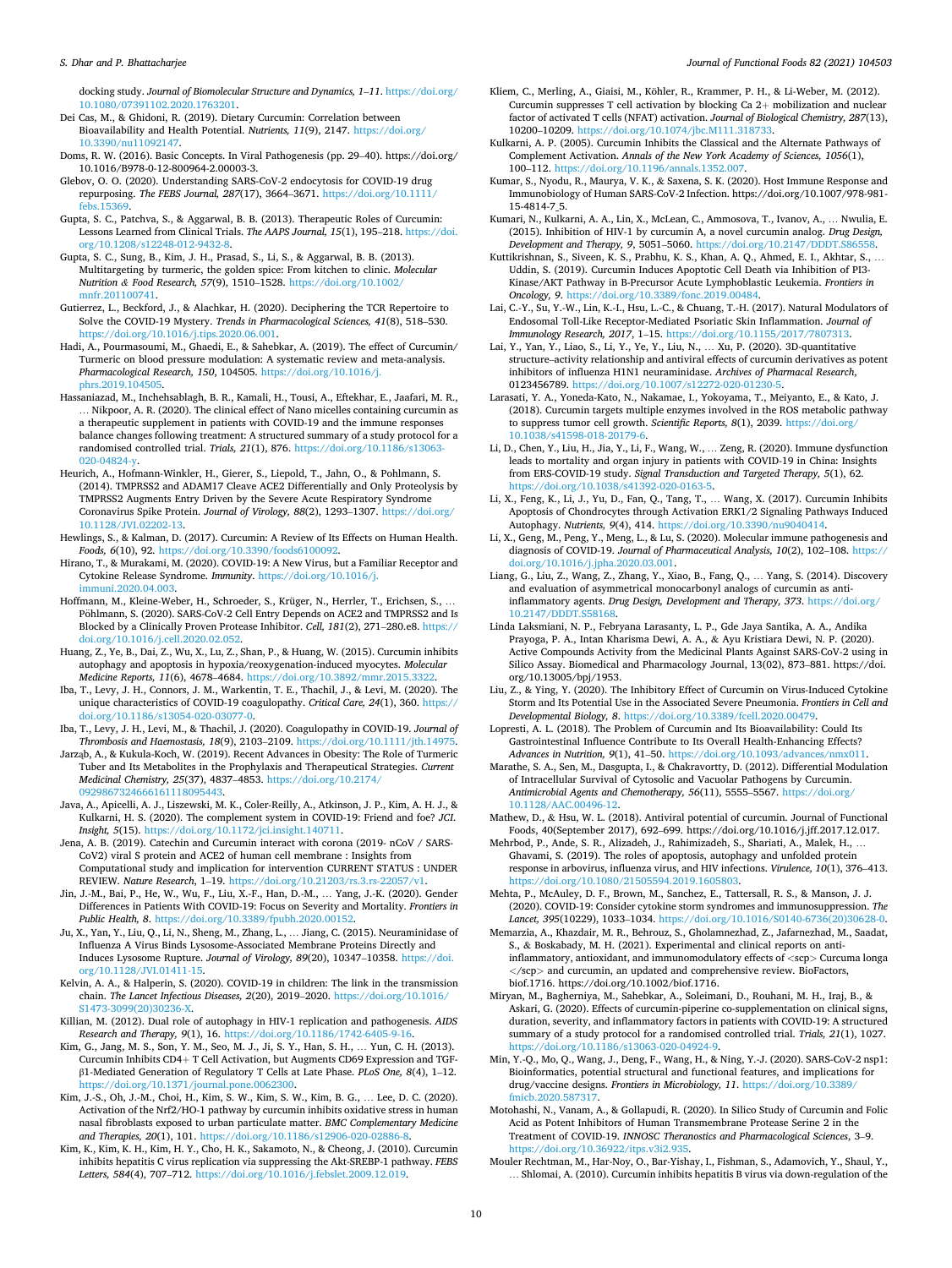docking study. *Journal of Biomolecular Structure and Dynamics, 1–11*. https://doi.org/10.1080/07391102.2020.1763201.

Dei Cas, M., & Ghidoni, R. (2019). Dietary Curcumin: Correlation between Bioavailability and Health Potential. *Nutrients, 11*(9), 2147. https://doi.org/10.3390/nu11092147.

Doms, R. W. (2016). Basic Concepts. In Viral Pathogenesis (pp. 29–40). https://doi.org/10.1016/B978-0-12-800964-2.00003-3.

Glebov, O. O. (2020). Understanding SARS-CoV-2 endocytosis for COVID-19 drug repurposing. *The FEBS Journal, 287*(17), 3664–3671. https://doi.org/10.1111/febs.15369.

Gupta, S. C., Patchva, S., & Aggarwal, B. B. (2013). Therapeutic Roles of Curcumin: Lessons Learned from Clinical Trials. *The AAPS Journal, 15*(1), 195–218. https://doi.org/10.1208/s12248-012-9432-8.

Gupta, S. C., Sung, B., Kim, J. H., Prasad, S., Li, S., & Aggarwal, B. B. (2013). Multitargeting by turmeric, the golden spice: From kitchen to clinic. *Molecular Nutrition & Food Research, 57*(9), 1510–1528. https://doi.org/10.1002/mnfr.201100741.

Gutierrez, L., Beckford, J., & Alachkar, H. (2020). Deciphering the TCR Repertoire to Solve the COVID-19 Mystery. *Trends in Pharmacological Sciences, 41*(8), 518–530. https://doi.org/10.1016/j.tips.2020.06.001.

Hadi, A., Pourmasoumi, M., Ghaedi, E., & Sahebkar, A. (2019). The effect of Curcumin/Turmeric on blood pressure modulation: A systematic review and meta-analysis. *Pharmacological Research, 150*, 104505. https://doi.org/10.1016/j.phrs.2019.104505.

Hassaniazad, M., Inchehsablagh, B. R., Kamali, H., Tousi, A., Eftekhar, E., Jaafari, M. R., … Nikpoor, A. R. (2020). The clinical effect of Nano micelles containing curcumin as a therapeutic supplement in patients with COVID-19 and the immune responses balance changes following treatment: A structured summary of a study protocol for a randomised controlled trial. *Trials, 21*(1), 876. https://doi.org/10.1186/s13063-020-04824-y.

Heurich, A., Hofmann-Winkler, H., Gierer, S., Liepold, T., Jahn, O., & Pohlmann, S. (2014). TMPRSS2 and ADAM17 Cleave ACE2 Differentially and Only Proteolysis by TMPRSS2 Augments Entry Driven by the Severe Acute Respiratory Syndrome Coronavirus Spike Protein. *Journal of Virology, 88*(2), 1293–1307. https://doi.org/10.1128/JVI.02202-13.

Hewlings, S., & Kalman, D. (2017). Curcumin: A Review of Its Effects on Human Health. *Foods, 6*(10), 92. https://doi.org/10.3390/foods6100092.

Hirano, T., & Murakami, M. (2020). COVID-19: A New Virus, but a Familiar Receptor and Cytokine Release Syndrome. *Immunity*. https://doi.org/10.1016/j.immuni.2020.04.003.

Hoffmann, M., Kleine-Weber, H., Schroeder, S., Krüger, N., Herrler, T., Erichsen, S., … Pöhlmann, S. (2020). SARS-CoV-2 Cell Entry Depends on ACE2 and TMPRSS2 and Is Blocked by a Clinically Proven Protease Inhibitor. *Cell, 181*(2), 271–280.e8. https://doi.org/10.1016/j.cell.2020.02.052.

Huang, Z., Ye, B., Dai, Z., Wu, X., Lu, Z., Shan, P., & Huang, W. (2015). Curcumin inhibits autophagy and apoptosis in hypoxia/reoxygenation-induced myocytes. *Molecular Medicine Reports, 11*(6), 4678–4684. https://doi.org/10.3892/mmr.2015.3322.

Iba, T., Levy, J. H., Connors, J. M., Warkentin, T. E., Thachil, J., & Levi, M. (2020). The unique characteristics of COVID-19 coagulopathy. *Critical Care, 24*(1), 360. https://doi.org/10.1186/s13054-020-03077-0.

Iba, T., Levy, J. H., Levi, M., & Thachil, J. (2020). Coagulopathy in COVID-19. *Journal of Thrombosis and Haemostasis, 18*(9), 2103–2109. https://doi.org/10.1111/jth.14975.

Jarząb, A., & Kukula-Koch, W. (2019). Recent Advances in Obesity: The Role of Turmeric Tuber and Its Metabolites in the Prophylaxis and Therapeutical Strategies. *Current Medicinal Chemistry, 25*(37), 4837–4853. https://doi.org/10.2174/0929867324666161118095443.

Java, A., Apicelli, A. J., Liszewski, M. K., Coler-Reilly, A., Atkinson, J. P., Kim, A. H. J., & Kulkarni, H. S. (2020). The complement system in COVID-19: Friend and foe? *JCI Insight, 5*(15). https://doi.org/10.1172/jci.insight.140711.

Jena, A. B. (2019). Catechin and Curcumin interact with corona (2019- nCoV / SARS-CoV2) viral S protein and ACE2 of human cell membrane : Insights from Computational study and implication for intervention CURRENT STATUS : UNDER REVIEW. *Nature Research*, 1–19. https://doi.org/10.21203/rs.3.rs-22057/v1.

Jin, J.-M., Bai, P., He, W., Wu, F., Liu, X.-F., Han, D.-M., … Yang, J.-K. (2020). Gender Differences in Patients With COVID-19: Focus on Severity and Mortality. *Frontiers in Public Health, 8*. https://doi.org/10.3389/fpubh.2020.00152.

Ju, X., Yan, Y., Liu, Q., Li, N., Sheng, M., Zhang, L., … Jiang, C. (2015). Neuraminidase of Influenza A Virus Binds Lysosome-Associated Membrane Proteins Directly and Induces Lysosome Rupture. *Journal of Virology, 89*(20), 10347–10358. https://doi.org/10.1128/JVI.01411-15.

Kelvin, A. A., & Halperin, S. (2020). COVID-19 in children: The link in the transmission chain. *The Lancet Infectious Diseases, 2*(20), 2019–2020. https://doi.org/10.1016/S1473-3099(20)30236-X.

Killian, M. (2012). Dual role of autophagy in HIV-1 replication and pathogenesis. *AIDS Research and Therapy, 9*(1), 16. https://doi.org/10.1186/1742-6405-9-16.

Kim, G., Jang, M. S., Son, Y. M., Seo, M. J., Ji, S. Y., Han, S. H., … Yun, C. H. (2013). Curcumin Inhibits CD4+ T Cell Activation, but Augments CD69 Expression and TGF-β1-Mediated Generation of Regulatory T Cells at Late Phase. *PLoS One, 8*(4), 1–12. https://doi.org/10.1371/journal.pone.0062300.

Kim, J.-S., Oh, J.-M., Choi, H., Kim, S. W., Kim, S. W., Kim, B. G., … Lee, D. C. (2020). Activation of the Nrf2/HO-1 pathway by curcumin inhibits oxidative stress in human nasal fibroblasts exposed to urban particulate matter. *BMC Complementary Medicine and Therapies, 20*(1), 101. https://doi.org/10.1186/s12906-020-02886-8.

Kim, K., Kim, K. H., Kim, H. Y., Cho, H. K., Sakamoto, N., & Cheong, J. (2010). Curcumin inhibits hepatitis C virus replication via suppressing the Akt-SREBP-1 pathway. *FEBS Letters, 584*(4), 707–712. https://doi.org/10.1016/j.febslet.2009.12.019.

Kliem, C., Merling, A., Giaisi, M., Köhler, R., Krammer, P. H., & Li-Weber, M. (2012). Curcumin suppresses T cell activation by blocking Ca 2+ mobilization and nuclear factor of activated T cells (NFAT) activation. *Journal of Biological Chemistry, 287*(13), 10200–10209. https://doi.org/10.1074/jbc.M111.318733.

Kulkarni, A. P. (2005). Curcumin Inhibits the Classical and the Alternate Pathways of Complement Activation. *Annals of the New York Academy of Sciences, 1056*(1), 100–112. https://doi.org/10.1196/annals.1352.007.

Kumar, S., Nyodu, R., Maurya, V. K., & Saxena, S. K. (2020). Host Immune Response and Immunobiology of Human SARS-CoV-2 Infection. https://doi.org/10.1007/978-981-15-4814-7_5.

Kumari, N., Kulkarni, A. A., Lin, X., McLean, C., Ammosova, T., Ivanov, A., … Nwulia, E. (2015). Inhibition of HIV-1 by curcumin A, a novel curcumin analog. *Drug Design, Development and Therapy, 9*, 5051–5060. https://doi.org/10.2147/DDDT.S86558.

Kuttikrishnan, S., Siveen, K. S., Prabhu, K. S., Khan, A. Q., Ahmed, E. I., Akhtar, S., … Uddin, S. (2019). Curcumin Induces Apoptotic Cell Death via Inhibition of PI3-Kinase/AKT Pathway in B-Precursor Acute Lymphoblastic Leukemia. *Frontiers in Oncology, 9*. https://doi.org/10.3389/fonc.2019.00484.

Lai, C.-Y., Su, Y.-W., Lin, K.-I., Hsu, L.-C., & Chuang, T.-H. (2017). Natural Modulators of Endosomal Toll-Like Receptor-Mediated Psoriatic Skin Inflammation. *Journal of Immunology Research, 2017*, 1–15. https://doi.org/10.1155/2017/7807313.

Lai, Y., Yan, Y., Liao, S., Li, Y., Ye, Y., Liu, N., … Xu, P. (2020). 3D-quantitative structure–activity relationship and antiviral effects of curcumin derivatives as potent inhibitors of influenza H1N1 neuraminidase. *Archives of Pharmacal Research*, 0123456789. https://doi.org/10.1007/s12272-020-01230-5.

Larasati, Y. A., Yoneda-Kato, N., Nakamae, I., Yokoyama, T., Meiyanto, E., & Kato, J. (2018). Curcumin targets multiple enzymes involved in the ROS metabolic pathway to suppress tumor cell growth. *Scientific Reports, 8*(1), 2039. https://doi.org/10.1038/s41598-018-20179-6.

Li, D., Chen, Y., Liu, H., Jia, Y., Li, F., Wang, W., … Zeng, R. (2020). Immune dysfunction leads to mortality and organ injury in patients with COVID-19 in China: Insights from ERS-COVID-19 study. *Signal Transduction and Targeted Therapy, 5*(1), 62. https://doi.org/10.1038/s41392-020-0163-5.

Li, X., Feng, K., Li, J., Yu, D., Fan, Q., Tang, T., … Wang, X. (2017). Curcumin Inhibits Apoptosis of Chondrocytes through Activation ERK1/2 Signaling Pathways Induced Autophagy. *Nutrients, 9*(4), 414. https://doi.org/10.3390/nu9040414.

Li, X., Geng, M., Peng, Y., Meng, L., & Lu, S. (2020). Molecular immune pathogenesis and diagnosis of COVID-19. *Journal of Pharmaceutical Analysis, 10*(2), 102–108. https://doi.org/10.1016/j.jpha.2020.03.001.

Liang, G., Liu, Z., Wang, Z., Zhang, Y., Xiao, B., Fang, Q., … Yang, S. (2014). Discovery and evaluation of asymmetrical monocarbonyl analogs of curcumin as anti-inflammatory agents. *Drug Design, Development and Therapy, 373*. https://doi.org/10.2147/DDDT.S58168.

Linda Laksmiani, N. P., Febryana Larasanty, L. P., Gde Jaya Santika, A. A., Andika Prayoga, P. A., Intan Kharisma Dewi, A. A., & Ayu Kristiara Dewi, N. P. (2020). Active Compounds Activity from the Medicinal Plants Against SARS-CoV-2 using in Silico Assay. Biomedical and Pharmacology Journal, 13(02), 873–881. https://doi.org/10.13005/bpj/1953.

Liu, Z., & Ying, Y. (2020). The Inhibitory Effect of Curcumin on Virus-Induced Cytokine Storm and Its Potential Use in the Associated Severe Pneumonia. *Frontiers in Cell and Developmental Biology, 8*. https://doi.org/10.3389/fcell.2020.00479.

Lopresti, A. L. (2018). The Problem of Curcumin and Its Bioavailability: Could Its Gastrointestinal Influence Contribute to Its Overall Health-Enhancing Effects? *Advances in Nutrition, 9*(1), 41–50. https://doi.org/10.1093/advances/nmx011.

Marathe, S. A., Sen, M., Dasgupta, I., & Chakravortty, D. (2012). Differential Modulation of Intracellular Survival of Cytosolic and Vacuolar Pathogens by Curcumin. *Antimicrobial Agents and Chemotherapy, 56*(11), 5555–5567. https://doi.org/10.1128/AAC.00496-12.

Mathew, D., & Hsu, W. L. (2018). Antiviral potential of curcumin. Journal of Functional Foods, 40(September 2017), 692–699. https://doi.org/10.1016/j.jff.2017.12.017.

Mehrbod, P., Ande, S. R., Alizadeh, J., Rahimizadeh, S., Shariati, A., Malek, H., … Ghavami, S. (2019). The roles of apoptosis, autophagy and unfolded protein response in arbovirus, influenza virus, and HIV infections. *Virulence, 10*(1), 376–413. https://doi.org/10.1080/21505594.2019.1605803.

Mehta, P., McAuley, D. F., Brown, M., Sanchez, E., Tattersall, R. S., & Manson, J. J. (2020). COVID-19: Consider cytokine storm syndromes and immunosuppression. *The Lancet, 395*(10229), 1033–1034. https://doi.org/10.1016/S0140-6736(20)30628-0.

Memarzia, A., Khazdair, M. R., Behrouz, S., Gholamnezhad, Z., Jafarnezhad, M., Saadat, S., & Boskabady, M. H. (2021). Experimental and clinical reports on anti-inflammatory, antioxidant, and immunomodulatory effects of <scp> Curcuma longa </scp> and curcumin, an updated and comprehensive review. BioFactors, biof.1716. https://doi.org/10.1002/biof.1716.

Miryan, M., Bagherniya, M., Sahebkar, A., Soleimani, D., Rouhani, M. H., Iraj, B., & Askari, G. (2020). Effects of curcumin-piperine co-supplementation on clinical signs, duration, severity, and inflammatory factors in patients with COVID-19: A structured summary of a study protocol for a randomised controlled trial. *Trials, 21*(1), 1027. https://doi.org/10.1186/s13063-020-04924-9.

Min, Y.-Q., Mo, Q., Wang, J., Deng, F., Wang, H., & Ning, Y.-J. (2020). SARS-CoV-2 nsp1: Bioinformatics, potential structural and functional features, and implications for drug/vaccine designs. *Frontiers in Microbiology, 11*. https://doi.org/10.3389/fmicb.2020.587317.

Motohashi, N., Vanam, A., & Gollapudi, R. (2020). In Silico Study of Curcumin and Folic Acid as Potent Inhibitors of Human Transmembrane Protease Serine 2 in the Treatment of COVID-19. *INNOSC Theranostics and Pharmacological Sciences*, 3–9. https://doi.org/10.36922/itps.v3i2.935.

Mouler Rechtman, M., Har-Noy, O., Bar-Yishay, I., Fishman, S., Adamovich, Y., Shaul, Y., … Shlomai, A. (2010). Curcumin inhibits hepatitis B virus via down-regulation of the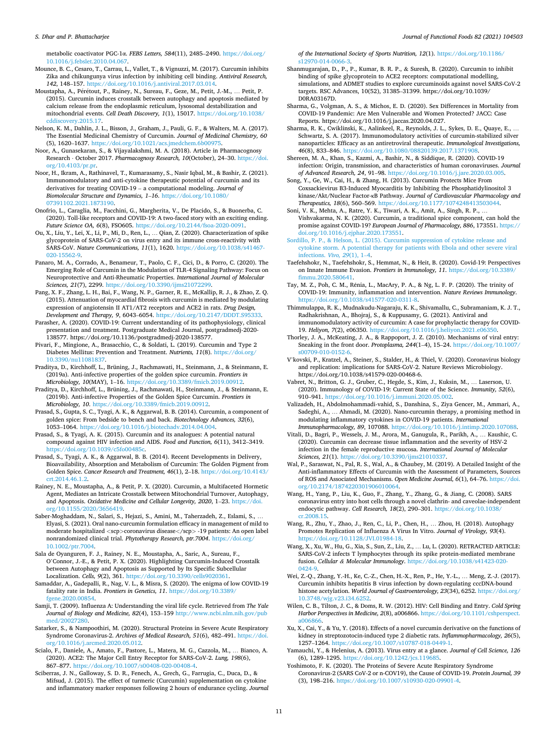metabolic coactivator PGC-1α. *FEBS Letters, 584*(11), 2485–2490. https://doi.org/10.1016/j.febslet.2010.04.067.

Mounce, B. C., Cesaro, T., Carrau, L., Vallet, T., & Vignuzzi, M. (2017). Curcumin inhibits Zika and chikungunya virus infection by inhibiting cell binding. *Antiviral Research, 142*, 148–157. https://doi.org/10.1016/j.antiviral.2017.03.014.

Moustapha, A., Pérétout, P., Rainey, N., Sureau, F., Geze, M., Petit, J.-M., … Petit, P. (2015). Curcumin induces crosstalk between autophagy and apoptosis mediated by calcium release from the endoplasmic reticulum, lysosomal destabilization and mitochondrial events. *Cell Death Discovery, 1*(1), 15017. https://doi.org/10.1038/cddiscovery.2015.17.

Nelson, K. M., Dahlin, J. L., Bisson, J., Graham, J., Pauli, G. F., & Walters, M. A. (2017). The Essential Medicinal Chemistry of Curcumin. *Journal of Medicinal Chemistry, 60* (5), 1620–1637. https://doi.org/10.1021/acs.jmedchem.6b00975.

Noor, A., Gunasekaran, S., & Vijayalakshmi, M. A. (2018). Article in Pharmacognosy Research · October 2017. *Pharmacognosy Research, 10*(October), 24–30. https://doi.org/10.4103/pr.pr.

Noor, H., Ikram, A., Rathinavel, T., Kumarasamy, S., Nasir Iqbal, M., & Bashir, Z. (2021). Immunomodulatory and anti-cytokine therapeutic potential of curcumin and its derivatives for treating COVID-19 – a computational modeling. *Journal of Biomolecular Structure and Dynamics, 1–16*. https://doi.org/10.1080/07391102.2021.1873190.

Onofrio, L., Caraglia, M., Facchini, G., Margherita, V., De Placido, S., & Buonerba, C. (2020). Toll-like receptors and COVID-19: A two-faced story with an exciting ending. *Future Science OA, 6*(8), FSO605. https://doi.org/10.2144/fsoa-2020-0091.

Ou, X., Liu, Y., Lei, X., Li, P., Mi, D., Ren, L., … Qian, Z. (2020). Characterization of spike glycoprotein of SARS-CoV-2 on virus entry and its immune cross-reactivity with SARS-CoV. *Nature Communications, 11*(1), 1620. https://doi.org/10.1038/s41467-020-15562-9.

Panaro, M. A., Corrado, A., Benameur, T., Paolo, C. F., Cici, D., & Porro, C. (2020). The Emerging Role of Curcumin in the Modulation of TLR-4 Signaling Pathway: Focus on Neuroprotective and Anti-Rheumatic Properties. *International Journal of Molecular Sciences, 21*(7), 2299. https://doi.org/10.3390/ijms21072299.

Pang, X. F., Zhang, L. H., Bai, F., Wang, N. P., Garner, R. E., McKallip, R. J., & Zhao, Z. Q. (2015). Attenuation of myocardial fibrosis with curcumin is mediated by modulating expression of angiotensin II AT1/AT2 receptors and ACE2 in rats. *Drug Design, Development and Therapy, 9*, 6043–6054. https://doi.org/10.2147/DDDT.S95333.

Parasher, A. (2020). COVID-19: Current understanding of its pathophysiology, clinical presentation and treatment. Postgraduate Medical Journal, postgradmedj-2020-138577. https://doi.org/10.1136/postgradmedj-2020-138577.

Pivari, F., Mingione, A., Brasacchio, C., & Soldati, L. (2019). Curcumin and Type 2 Diabetes Mellitus: Prevention and Treatment. *Nutrients, 11*(8). https://doi.org/10.3390/nu11081837.

Praditya, D., Kirchhoff, L., Brüning, J., Rachmawati, H., Steinmann, J., & Steinmann, E. (2019a). Anti-infective properties of the golden spice curcumin. *Frontiers in Microbiology, 10*(MAY), 1–16. https://doi.org/10.3389/fmicb.2019.00912.

Praditya, D., Kirchhoff, L., Brüning, J., Rachmawati, H., Steinmann, J., & Steinmann, E. (2019b). Anti-infective Properties of the Golden Spice Curcumin. *Frontiers in Microbiology, 10*. https://doi.org/10.3389/fmicb.2019.00912.

Prasad, S., Gupta, S. C., Tyagi, A. K., & Aggarwal, B. B. (2014). Curcumin, a component of golden spice: From bedside to bench and back. *Biotechnology Advances, 32*(6), 1053–1064. https://doi.org/10.1016/j.biotechadv.2014.04.004.

Prasad, S., & Tyagi, A. K. (2015). Curcumin and its analogues: A potential natural compound against HIV infection and AIDS. *Food and Function, 6*(11), 3412–3419. https://doi.org/10.1039/c5fo00485c.

Prasad, S., Tyagi, A. K., & Aggarwal, B. B. (2014). Recent Developments in Delivery, Bioavailability, Absorption and Metabolism of Curcumin: The Golden Pigment from Golden Spice. *Cancer Research and Treatment, 46*(1), 2–18. https://doi.org/10.4143/crt.2014.46.1.2.

Rainey, N. E., Moustapha, A., & Petit, P. X. (2020). Curcumin, a Multifaceted Hormetic Agent, Mediates an Intricate Crosstalk between Mitochondrial Turnover, Autophagy, and Apoptosis. *Oxidative Medicine and Cellular Longevity, 2020*, 1–23. https://doi.org/10.1155/2020/3656419.

Saber-Moghaddam, N., Salari, S., Hejazi, S., Amini, M., Taherzadeh, Z., Eslami, S., … Elyasi, S. (2021). Oral nano-curcumin formulation efficacy in management of mild to moderate hospitalized <scp>coronavirus disease</scp> -19 patients: An open label nonrandomized clinical trial. *Phytotherapy Research, ptr.7004*. https://doi.org/10.1002/ptr.7004.

Sala de Oyanguren, F. J., Rainey, N. E., Moustapha, A., Saric, A., Sureau, F., O'Connor, J.-E., & Petit, P. X. (2020). Highlighting Curcumin-Induced Crosstalk between Autophagy and Apoptosis as Supported by Its Specific Subcellular Localization. *Cells, 9*(2), 361. https://doi.org/10.3390/cells9020361.

Samaddar, A., Gadepalli, R., Nag, V. L., & Misra, S. (2020). The enigma of low COVID-19 fatality rate in India. *Frontiers in Genetics, 11*. https://doi.org/10.3389/fgene.2020.00854.

Samji, T. (2009). Influenza A: Understanding the viral life cycle. Retrieved from *The Yale Journal of Biology and Medicine, 82*(4), 153–159 http://www.ncbi.nlm.nih.gov/pubmed/20027280.

Satarker, S., & Nampoothiri, M. (2020). Structural Proteins in Severe Acute Respiratory Syndrome Coronavirus-2. *Archives of Medical Research, 51*(6), 482–491. https://doi.org/10.1016/j.arcmed.2020.05.012.

Scialo, F., Daniele, A., Amato, F., Pastore, L., Matera, M. G., Cazzola, M., … Bianco, A. (2020). ACE2: The Major Cell Entry Receptor for SARS-CoV-2. *Lung, 198*(6), 867–877. https://doi.org/10.1007/s00408-020-00408-4.

Sciberras, J. N., Galloway, S. D. R., Fenech, A., Grech, G., Farrugia, C., Duca, D., & Mifsud, J. (2015). The effect of turmeric (Curcumin) supplementation on cytokine and inflammatory marker responses following 2 hours of endurance cycling. *Journal of the International Society of Sports Nutrition, 12*(1). https://doi.org/10.1186/s12970-014-0066-3.

Shanmugarajan, D., P., P., Kumar, B. R. P., & Suresh, B. (2020). Curcumin to inhibit binding of spike glycoprotein to ACE2 receptors: computational modelling, simulations, and ADMET studies to explore curcuminoids against novel SARS-CoV-2 targets. RSC Advances, 10(52), 31385–31399. https://doi.org/10.1039/D0RA03167D.

Sharma, G., Volgman, A. S., & Michos, E. D. (2020). Sex Differences in Mortality from COVID-19 Pandemic: Are Men Vulnerable and Women Protected? JACC: Case Reports. https://doi.org/10.1016/j.jaccas.2020.04.027.

Sharma, R. K., Cwiklinski, K., Aalinkeel, R., Reynolds, J. L., Sykes, D. E., Quaye, E., … Schwartz, S. A. (2017). Immunomodulatory activities of curcumin-stabilized silver nanoparticles: Efficacy as an antiretroviral therapeutic. *Immunological Investigations, 46*(8), 833–846. https://doi.org/10.1080/08820139.2017.1371908.

Shereen, M. A., Khan, S., Kazmi, A., Bashir, N., & Siddique, R. (2020). COVID-19 infection: Origin, transmission, and characteristics of human coronaviruses. *Journal of Advanced Research, 24*, 91–98. https://doi.org/10.1016/j.jare.2020.03.005.

Song, Y., Ge, W., Cai, H., & Zhang, H. (2013). Curcumin Protects Mice From Coxsackievirus B3-Induced Myocarditis by Inhibiting the Phosphatidylinositol 3 kinase/Akt/Nuclear Factor-κB Pathway. *Journal of Cardiovascular Pharmacology and Therapeutics, 18*(6), 560–569. https://doi.org/10.1177/1074248413503044.

Soni, V. K., Mehta, A., Ratre, Y. K., Tiwari, A. K., Amit, A., Singh, R. P., … Vishvakarma, N. K. (2020). Curcumin, a traditional spice component, can hold the promise against COVID-19? *European Journal of Pharmacology, 886*, 173551. https://doi.org/10.1016/j.ejphar.2020.173551.

Sordillo, P. P., & Helson, L. (2015). Curcumin suppression of cytokine release and cytokine storm. A potential therapy for patients with Ebola and other severe viral infections. *Vivo, 29*(1), 1–4.

Taefehshokr, N., Taefehshokr, S., Hemmat, N., & Heit, B. (2020). Covid-19: Perspectives on Innate Immune Evasion. *Frontiers in Immunology, 11*. https://doi.org/10.3389/fimmu.2020.580641.

Tay, M. Z., Poh, C. M., Rénia, L., MacAry, P. A., & Ng, L. F. P. (2020). The trinity of COVID-19: Immunity, inflammation and intervention. *Nature Reviews Immunology*. https://doi.org/10.1038/s41577-020-0311-8.

Thimmulappa, R. K., Mudnakudu-Nagaraju, K. K., Shivamallu, C., Subramaniam, K. J. T., Radhakrishnan, A., Bhojraj, S., & Kuppusamy, G. (2021). Antiviral and immunomodulatory activity of curcumin: A case for prophylactic therapy for COVID-19. *Heliyon, 7*(2), e06350. https://doi.org/10.1016/j.heliyon.2021.e06350.

Thorley, J. A., McKeating, J. A., & Rappoport, J. Z. (2010). Mechanisms of viral entry: Sneaking in the front door. *Protoplasma, 244*(1–4), 15–24. https://doi.org/10.1007/s00709-010-0152-6.

V'kovski, P., Kratzel, A., Steiner, S., Stalder, H., & Thiel, V. (2020). Coronavirus biology and replication: implications for SARS-CoV-2. Nature Reviews Microbiology. https://doi.org/10.1038/s41579-020-00468-6.

Vabret, N., Britton, G. J., Gruber, C., Hegde, S., Kim, J., Kuksin, M., … Laserson, U. (2020). Immunology of COVID-19: Current State of the Science. *Immunity, 52*(6), 910–941. https://doi.org/10.1016/j.immuni.2020.05.002.

Valizadeh, H., Abdolmohammadi-vahid, S., Danshina, S., Ziya Gencer, M., Ammari, A., Sadeghi, A., … Ahmadi, M. (2020). Nano-curcumin therapy, a promising method in modulating inflammatory cytokines in COVID-19 patients. *International Immunopharmacology, 89*, 107088. https://doi.org/10.1016/j.intimp.2020.107088.

Vitali, D., Bagri, P., Wessels, J. M., Arora, M., Ganugula, R., Parikh, A., … Kaushic, C. (2020). Curcumin can decrease tissue inflammation and the severity of HSV-2 infection in the female reproductive mucosa. *International Journal of Molecular Sciences, 21*(1). https://doi.org/10.3390/ijms21010337.

Wal, P., Saraswat, N., Pal, R. S., Wal, A., & Chaubey, M. (2019). A Detailed Insight of the Anti-inflammatory Effects of Curcumin with the Assessment of Parameters, Sources of ROS and Associated Mechanisms. *Open Medicine Journal, 6*(1), 64–76. https://doi.org/10.2174/1874220301906010064.

Wang, H., Yang, P., Liu, K., Guo, F., Zhang, Y., Zhang, G., & Jiang, C. (2008). SARS coronavirus entry into host cells through a novel clathrin- and caveolae-independent endocytic pathway. *Cell Research, 18*(2), 290–301. https://doi.org/10.1038/cr.2008.15.

Wang, R., Zhu, Y., Zhao, J., Ren, C., Li, P., Chen, H., … Zhou, H. (2018). Autophagy Promotes Replication of Influenza A Virus In Vitro. *Journal of Virology, 93*(4). https://doi.org/10.1128/JVI.01984-18.

Wang, X., Xu, W., Hu, G., Xia, S., Sun, Z., Liu, Z., … Lu, L. (2020). RETRACTED ARTICLE: SARS-CoV-2 infects T lymphocytes through its spike protein-mediated membrane fusion. *Cellular & Molecular Immunology*. https://doi.org/10.1038/s41423-020-0424-9.

Wei, Z.-Q., Zhang, Y.-H., Ke, C.-Z., Chen, H.-X., Ren, P., He, Y.-L., … Meng, Z.-J. (2017). Curcumin inhibits hepatitis B virus infection by down-regulating cccDNA-bound histone acetylation. *World Journal of Gastroenterology, 23*(34), 6252. https://doi.org/10.3748/wjg.v23.i34.6252.

Wilen, C. B., Tilton, J. C., & Doms, R. W. (2012). HIV: Cell Binding and Entry. *Cold Spring Harbor Perspectives in Medicine, 2*(8), a006866. https://doi.org/10.1101/cshperspect.a006866.

Xu, X., Cai, Y., & Yu, Y. (2018). Effects of a novel curcumin derivative on the functions of kidney in streptozotocin-induced type 2 diabetic rats. *Inflammopharmacology, 26*(5), 1257–1264. https://doi.org/10.1007/s10787-018-0449-1.

Yamauchi, Y., & Helenius, A. (2013). Virus entry at a glance. *Journal of Cell Science, 126* (6), 1289–1295. https://doi.org/10.1242/jcs.119685.

Yoshimoto, F. K. (2020). The Proteins of Severe Acute Respiratory Syndrome Coronavirus-2 (SARS CoV-2 or n-COV19), the Cause of COVID-19. *Protein Journal, 39* (3), 198–216. https://doi.org/10.1007/s10930-020-09901-4.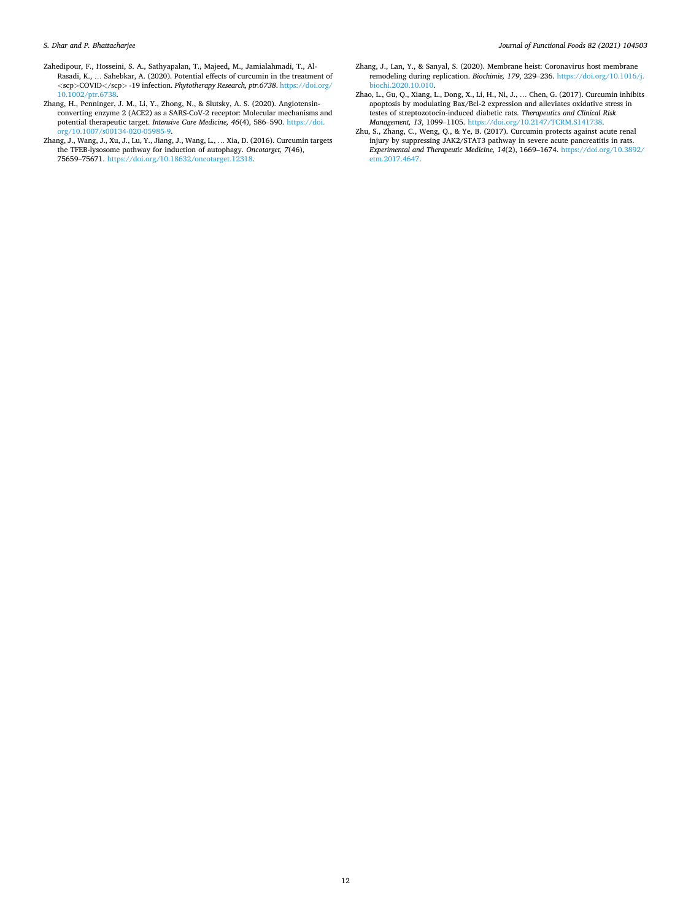Zahedipour, F., Hosseini, S. A., Sathyapalan, T., Majeed, M., Jamialahmadi, T., Al-Rasadi, K., … Sahebkar, A. (2020). Potential effects of curcumin in the treatment of <scp>COVID</scp> -19 infection. *Phytotherapy Research, ptr.6738*. https://doi.org/10.1002/ptr.6738.

Zhang, H., Penninger, J. M., Li, Y., Zhong, N., & Slutsky, A. S. (2020). Angiotensin-converting enzyme 2 (ACE2) as a SARS-CoV-2 receptor: Molecular mechanisms and potential therapeutic target. *Intensive Care Medicine, 46*(4), 586–590. https://doi.org/10.1007/s00134-020-05985-9.

Zhang, J., Wang, J., Xu, J., Lu, Y., Jiang, J., Wang, L., … Xia, D. (2016). Curcumin targets the TFEB-lysosome pathway for induction of autophagy. *Oncotarget, 7*(46), 75659–75671. https://doi.org/10.18632/oncotarget.12318.

Zhang, J., Lan, Y., & Sanyal, S. (2020). Membrane heist: Coronavirus host membrane remodeling during replication. *Biochimie, 179*, 229–236. https://doi.org/10.1016/j.biochi.2020.10.010.

Zhao, L., Gu, Q., Xiang, L., Dong, X., Li, H., Ni, J., … Chen, G. (2017). Curcumin inhibits apoptosis by modulating Bax/Bcl-2 expression and alleviates oxidative stress in testes of streptozotocin-induced diabetic rats. *Therapeutics and Clinical Risk Management, 13*, 1099–1105. https://doi.org/10.2147/TCRM.S141738.

Zhu, S., Zhang, C., Weng, Q., & Ye, B. (2017). Curcumin protects against acute renal injury by suppressing JAK2/STAT3 pathway in severe acute pancreatitis in rats. *Experimental and Therapeutic Medicine, 14*(2), 1669–1674. https://doi.org/10.3892/etm.2017.4647.